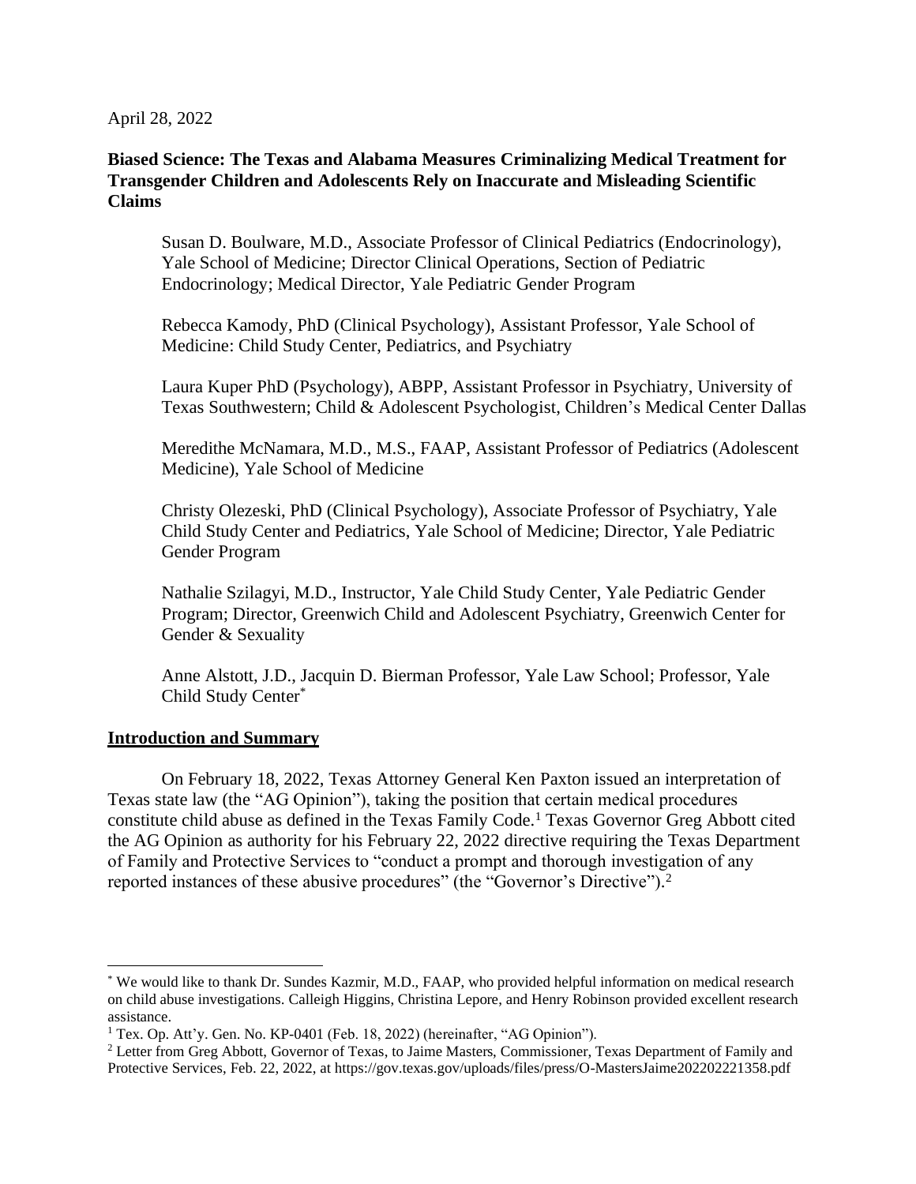April 28, 2022

**Biased Science: The Texas and Alabama Measures Criminalizing Medical Treatment for Transgender Children and Adolescents Rely on Inaccurate and Misleading Scientific Claims**

Susan D. Boulware, M.D., Associate Professor of Clinical Pediatrics (Endocrinology), Yale School of Medicine; Director Clinical Operations, Section of Pediatric Endocrinology; Medical Director, Yale Pediatric Gender Program

Rebecca Kamody, PhD (Clinical Psychology), Assistant Professor, Yale School of Medicine: Child Study Center, Pediatrics, and Psychiatry

Laura Kuper PhD (Psychology), ABPP, Assistant Professor in Psychiatry, University of Texas Southwestern; Child & Adolescent Psychologist, Children's Medical Center Dallas

Meredithe McNamara, M.D., M.S., FAAP, Assistant Professor of Pediatrics (Adolescent Medicine), Yale School of Medicine

Christy Olezeski, PhD (Clinical Psychology), Associate Professor of Psychiatry, Yale Child Study Center and Pediatrics, Yale School of Medicine; Director, Yale Pediatric Gender Program

Nathalie Szilagyi, M.D., Instructor, Yale Child Study Center, Yale Pediatric Gender Program; Director, Greenwich Child and Adolescent Psychiatry, Greenwich Center for Gender & Sexuality

Anne Alstott, J.D., Jacquin D. Bierman Professor, Yale Law School; Professor, Yale Child Study Center[*]

## Introduction and Summary

On February 18, 2022, Texas Attorney General Ken Paxton issued an interpretation of Texas state law (the "AG Opinion"), taking the position that certain medical procedures constitute child abuse as defined in the Texas Family Code.[1] Texas Governor Greg Abbott cited the AG Opinion as authority for his February 22, 2022 directive requiring the Texas Department of Family and Protective Services to "conduct a prompt and thorough investigation of any reported instances of these abusive procedures" (the "Governor's Directive").[2]

---

[*] We would like to thank Dr. Sundes Kazmir, M.D., FAAP, who provided helpful information on medical research on child abuse investigations. Calleigh Higgins, Christina Lepore, and Henry Robinson provided excellent research assistance.

[1] Tex. Op. Att'y. Gen. No. KP-0401 (Feb. 18, 2022) (hereinafter, "AG Opinion").

[2] Letter from Greg Abbott, Governor of Texas, to Jaime Masters, Commissioner, Texas Department of Family and Protective Services, Feb. 22, 2022, at https://gov.texas.gov/uploads/files/press/O-MastersJaime202202221358.pdf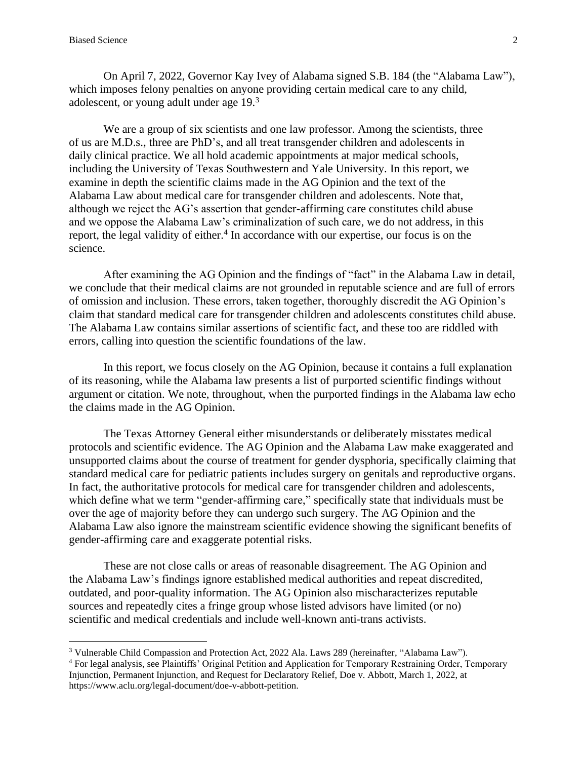On April 7, 2022, Governor Kay Ivey of Alabama signed S.B. 184 (the "Alabama Law"), which imposes felony penalties on anyone providing certain medical care to any child, adolescent, or young adult under age 19.[3]

We are a group of six scientists and one law professor. Among the scientists, three of us are M.D.s., three are PhD's, and all treat transgender children and adolescents in daily clinical practice. We all hold academic appointments at major medical schools, including the University of Texas Southwestern and Yale University. In this report, we examine in depth the scientific claims made in the AG Opinion and the text of the Alabama Law about medical care for transgender children and adolescents. Note that, although we reject the AG's assertion that gender-affirming care constitutes child abuse and we oppose the Alabama Law's criminalization of such care, we do not address, in this report, the legal validity of either.[4] In accordance with our expertise, our focus is on the science.

After examining the AG Opinion and the findings of "fact" in the Alabama Law in detail, we conclude that their medical claims are not grounded in reputable science and are full of errors of omission and inclusion. These errors, taken together, thoroughly discredit the AG Opinion's claim that standard medical care for transgender children and adolescents constitutes child abuse. The Alabama Law contains similar assertions of scientific fact, and these too are riddled with errors, calling into question the scientific foundations of the law.

In this report, we focus closely on the AG Opinion, because it contains a full explanation of its reasoning, while the Alabama law presents a list of purported scientific findings without argument or citation. We note, throughout, when the purported findings in the Alabama law echo the claims made in the AG Opinion.

The Texas Attorney General either misunderstands or deliberately misstates medical protocols and scientific evidence. The AG Opinion and the Alabama Law make exaggerated and unsupported claims about the course of treatment for gender dysphoria, specifically claiming that standard medical care for pediatric patients includes surgery on genitals and reproductive organs. In fact, the authoritative protocols for medical care for transgender children and adolescents, which define what we term "gender-affirming care," specifically state that individuals must be over the age of majority before they can undergo such surgery. The AG Opinion and the Alabama Law also ignore the mainstream scientific evidence showing the significant benefits of gender-affirming care and exaggerate potential risks.

These are not close calls or areas of reasonable disagreement. The AG Opinion and the Alabama Law's findings ignore established medical authorities and repeat discredited, outdated, and poor-quality information. The AG Opinion also mischaracterizes reputable sources and repeatedly cites a fringe group whose listed advisors have limited (or no) scientific and medical credentials and include well-known anti-trans activists.

---

[3] Vulnerable Child Compassion and Protection Act, 2022 Ala. Laws 289 (hereinafter, "Alabama Law").

[4] For legal analysis, see Plaintiffs' Original Petition and Application for Temporary Restraining Order, Temporary Injunction, Permanent Injunction, and Request for Declaratory Relief, Doe v. Abbott, March 1, 2022, at https://www.aclu.org/legal-document/doe-v-abbott-petition.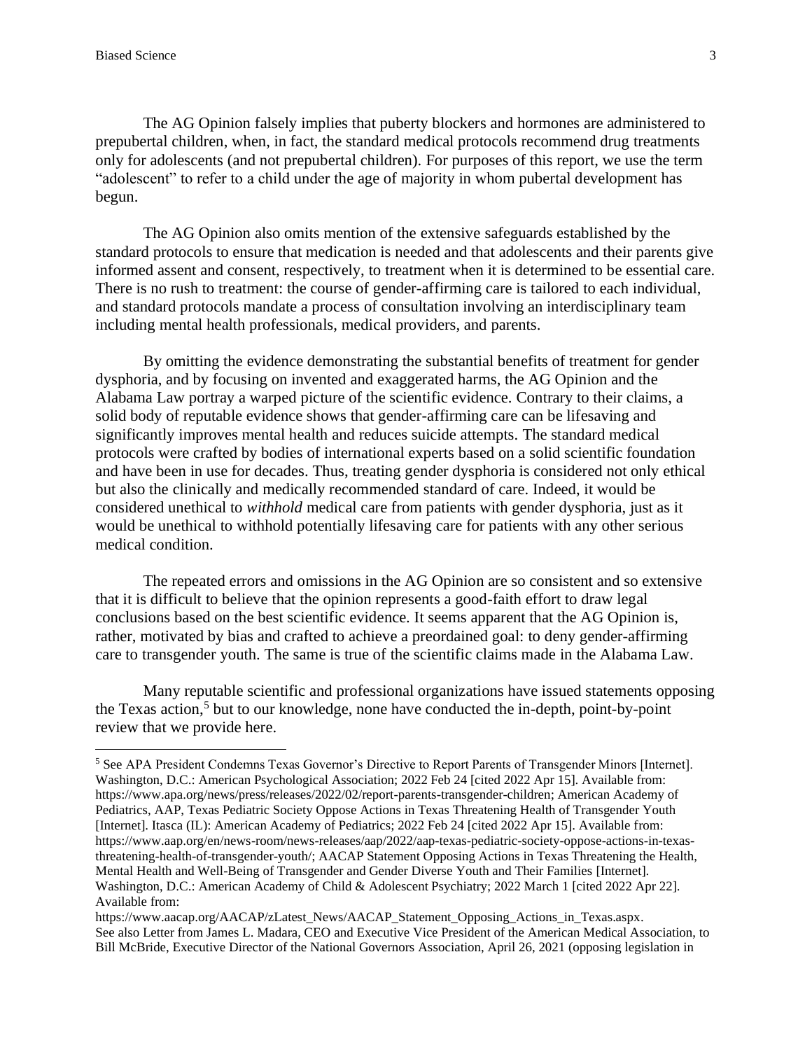The AG Opinion falsely implies that puberty blockers and hormones are administered to prepubertal children, when, in fact, the standard medical protocols recommend drug treatments only for adolescents (and not prepubertal children). For purposes of this report, we use the term "adolescent" to refer to a child under the age of majority in whom pubertal development has begun.

The AG Opinion also omits mention of the extensive safeguards established by the standard protocols to ensure that medication is needed and that adolescents and their parents give informed assent and consent, respectively, to treatment when it is determined to be essential care. There is no rush to treatment: the course of gender-affirming care is tailored to each individual, and standard protocols mandate a process of consultation involving an interdisciplinary team including mental health professionals, medical providers, and parents.

By omitting the evidence demonstrating the substantial benefits of treatment for gender dysphoria, and by focusing on invented and exaggerated harms, the AG Opinion and the Alabama Law portray a warped picture of the scientific evidence. Contrary to their claims, a solid body of reputable evidence shows that gender-affirming care can be lifesaving and significantly improves mental health and reduces suicide attempts. The standard medical protocols were crafted by bodies of international experts based on a solid scientific foundation and have been in use for decades. Thus, treating gender dysphoria is considered not only ethical but also the clinically and medically recommended standard of care. Indeed, it would be considered unethical to *withhold* medical care from patients with gender dysphoria, just as it would be unethical to withhold potentially lifesaving care for patients with any other serious medical condition.

The repeated errors and omissions in the AG Opinion are so consistent and so extensive that it is difficult to believe that the opinion represents a good-faith effort to draw legal conclusions based on the best scientific evidence. It seems apparent that the AG Opinion is, rather, motivated by bias and crafted to achieve a preordained goal: to deny gender-affirming care to transgender youth. The same is true of the scientific claims made in the Alabama Law.

Many reputable scientific and professional organizations have issued statements opposing the Texas action,[5] but to our knowledge, none have conducted the in-depth, point-by-point review that we provide here.

[5] See APA President Condemns Texas Governor's Directive to Report Parents of Transgender Minors [Internet]. Washington, D.C.: American Psychological Association; 2022 Feb 24 [cited 2022 Apr 15]. Available from: https://www.apa.org/news/press/releases/2022/02/report-parents-transgender-children; American Academy of Pediatrics, AAP, Texas Pediatric Society Oppose Actions in Texas Threatening Health of Transgender Youth [Internet]. Itasca (IL): American Academy of Pediatrics; 2022 Feb 24 [cited 2022 Apr 15]. Available from: https://www.aap.org/en/news-room/news-releases/aap/2022/aap-texas-pediatric-society-oppose-actions-in-texas-threatening-health-of-transgender-youth/; AACAP Statement Opposing Actions in Texas Threatening the Health, Mental Health and Well-Being of Transgender and Gender Diverse Youth and Their Families [Internet]. Washington, D.C.: American Academy of Child & Adolescent Psychiatry; 2022 March 1 [cited 2022 Apr 22]. Available from: https://www.aacap.org/AACAP/zLatest_News/AACAP_Statement_Opposing_Actions_in_Texas.aspx. See also Letter from James L. Madara, CEO and Executive Vice President of the American Medical Association, to Bill McBride, Executive Director of the National Governors Association, April 26, 2021 (opposing legislation in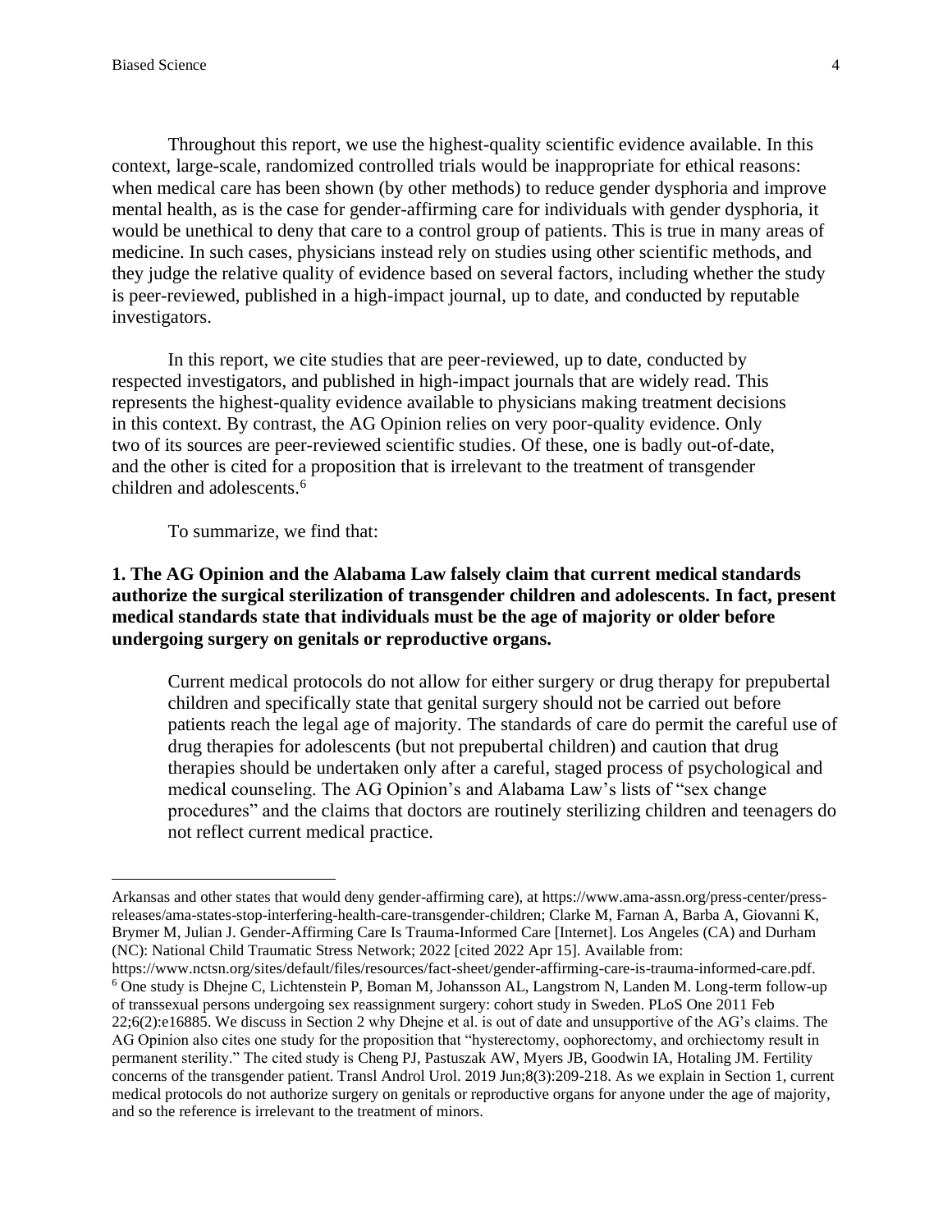Throughout this report, we use the highest-quality scientific evidence available. In this context, large-scale, randomized controlled trials would be inappropriate for ethical reasons: when medical care has been shown (by other methods) to reduce gender dysphoria and improve mental health, as is the case for gender-affirming care for individuals with gender dysphoria, it would be unethical to deny that care to a control group of patients. This is true in many areas of medicine. In such cases, physicians instead rely on studies using other scientific methods, and they judge the relative quality of evidence based on several factors, including whether the study is peer-reviewed, published in a high-impact journal, up to date, and conducted by reputable investigators.

In this report, we cite studies that are peer-reviewed, up to date, conducted by respected investigators, and published in high-impact journals that are widely read. This represents the highest-quality evidence available to physicians making treatment decisions in this context. By contrast, the AG Opinion relies on very poor-quality evidence. Only two of its sources are peer-reviewed scientific studies. Of these, one is badly out-of-date, and the other is cited for a proposition that is irrelevant to the treatment of transgender children and adolescents.[6]

To summarize, we find that:

**1. The AG Opinion and the Alabama Law falsely claim that current medical standards authorize the surgical sterilization of transgender children and adolescents. In fact, present medical standards state that individuals must be the age of majority or older before undergoing surgery on genitals or reproductive organs.**

> Current medical protocols do not allow for either surgery or drug therapy for prepubertal children and specifically state that genital surgery should not be carried out before patients reach the legal age of majority. The standards of care do permit the careful use of drug therapies for adolescents (but not prepubertal children) and caution that drug therapies should be undertaken only after a careful, staged process of psychological and medical counseling. The AG Opinion's and Alabama Law's lists of "sex change procedures" and the claims that doctors are routinely sterilizing children and teenagers do not reflect current medical practice.

---

Arkansas and other states that would deny gender-affirming care), at https://www.ama-assn.org/press-center/press-releases/ama-states-stop-interfering-health-care-transgender-children; Clarke M, Farnan A, Barba A, Giovanni K, Brymer M, Julian J. Gender-Affirming Care Is Trauma-Informed Care [Internet]. Los Angeles (CA) and Durham (NC): National Child Traumatic Stress Network; 2022 [cited 2022 Apr 15]. Available from: https://www.nctsn.org/sites/default/files/resources/fact-sheet/gender-affirming-care-is-trauma-informed-care.pdf.

[6] One study is Dhejne C, Lichtenstein P, Boman M, Johansson AL, Langstrom N, Landen M. Long-term follow-up of transsexual persons undergoing sex reassignment surgery: cohort study in Sweden. PLoS One 2011 Feb 22;6(2):e16885. We discuss in Section 2 why Dhejne et al. is out of date and unsupportive of the AG's claims. The AG Opinion also cites one study for the proposition that "hysterectomy, oophorectomy, and orchiectomy result in permanent sterility." The cited study is Cheng PJ, Pastuszak AW, Myers JB, Goodwin IA, Hotaling JM. Fertility concerns of the transgender patient. Transl Androl Urol. 2019 Jun;8(3):209-218. As we explain in Section 1, current medical protocols do not authorize surgery on genitals or reproductive organs for anyone under the age of majority, and so the reference is irrelevant to the treatment of minors.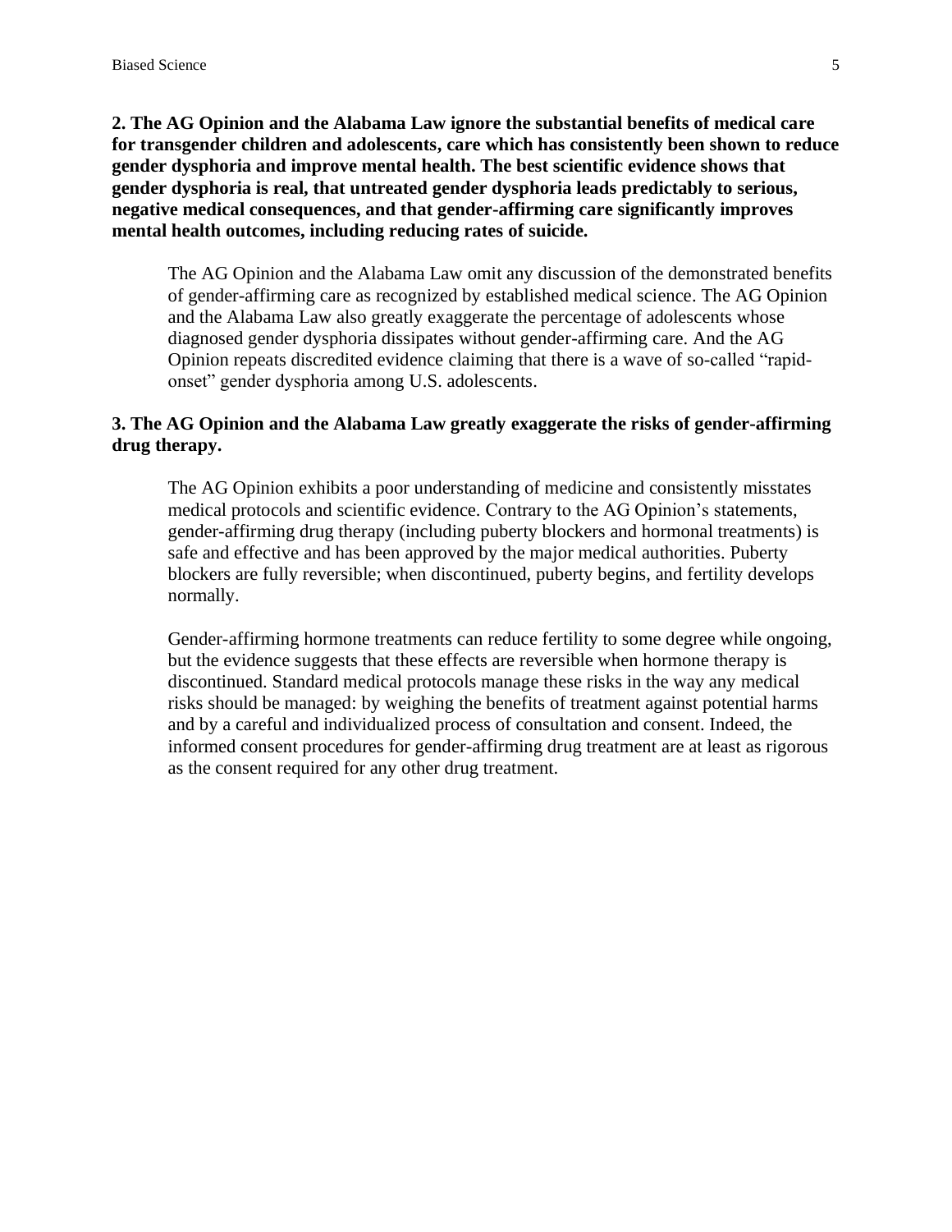**2. The AG Opinion and the Alabama Law ignore the substantial benefits of medical care for transgender children and adolescents, care which has consistently been shown to reduce gender dysphoria and improve mental health. The best scientific evidence shows that gender dysphoria is real, that untreated gender dysphoria leads predictably to serious, negative medical consequences, and that gender-affirming care significantly improves mental health outcomes, including reducing rates of suicide.**

The AG Opinion and the Alabama Law omit any discussion of the demonstrated benefits of gender-affirming care as recognized by established medical science. The AG Opinion and the Alabama Law also greatly exaggerate the percentage of adolescents whose diagnosed gender dysphoria dissipates without gender-affirming care. And the AG Opinion repeats discredited evidence claiming that there is a wave of so-called "rapid-onset" gender dysphoria among U.S. adolescents.

**3. The AG Opinion and the Alabama Law greatly exaggerate the risks of gender-affirming drug therapy.**

The AG Opinion exhibits a poor understanding of medicine and consistently misstates medical protocols and scientific evidence. Contrary to the AG Opinion's statements, gender-affirming drug therapy (including puberty blockers and hormonal treatments) is safe and effective and has been approved by the major medical authorities. Puberty blockers are fully reversible; when discontinued, puberty begins, and fertility develops normally.

Gender-affirming hormone treatments can reduce fertility to some degree while ongoing, but the evidence suggests that these effects are reversible when hormone therapy is discontinued. Standard medical protocols manage these risks in the way any medical risks should be managed: by weighing the benefits of treatment against potential harms and by a careful and individualized process of consultation and consent. Indeed, the informed consent procedures for gender-affirming drug treatment are at least as rigorous as the consent required for any other drug treatment.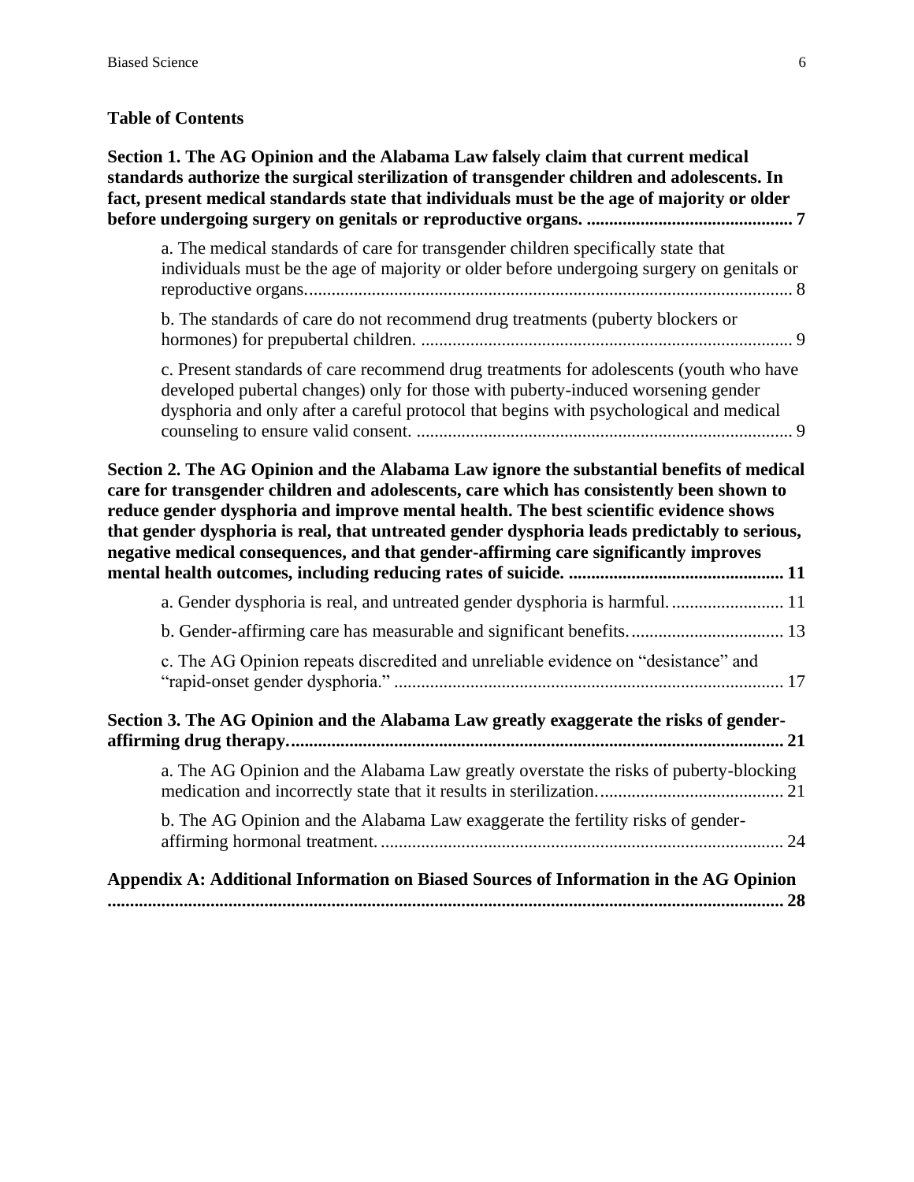## Table of Contents

**Section 1. The AG Opinion and the Alabama Law falsely claim that current medical standards authorize the surgical sterilization of transgender children and adolescents. In fact, present medical standards state that individuals must be the age of majority or older before undergoing surgery on genitals or reproductive organs. .............................................. 7**

- a. The medical standards of care for transgender children specifically state that individuals must be the age of majority or older before undergoing surgery on genitals or reproductive organs............................................................................................................ 8
- b. The standards of care do not recommend drug treatments (puberty blockers or hormones) for prepubertal children. .................................................................................. 9
- c. Present standards of care recommend drug treatments for adolescents (youth who have developed pubertal changes) only for those with puberty-induced worsening gender dysphoria and only after a careful protocol that begins with psychological and medical counseling to ensure valid consent. ................................................................................... 9

**Section 2. The AG Opinion and the Alabama Law ignore the substantial benefits of medical care for transgender children and adolescents, care which has consistently been shown to reduce gender dysphoria and improve mental health. The best scientific evidence shows that gender dysphoria is real, that untreated gender dysphoria leads predictably to serious, negative medical consequences, and that gender-affirming care significantly improves mental health outcomes, including reducing rates of suicide. ................................................ 11**

- a. Gender dysphoria is real, and untreated gender dysphoria is harmful......................... 11
- b. Gender-affirming care has measurable and significant benefits.................................. 13
- c. The AG Opinion repeats discredited and unreliable evidence on "desistance" and "rapid-onset gender dysphoria." ...................................................................................... 17

**Section 3. The AG Opinion and the Alabama Law greatly exaggerate the risks of gender-affirming drug therapy............................................................................................................. 21**

- a. The AG Opinion and the Alabama Law greatly overstate the risks of puberty-blocking medication and incorrectly state that it results in sterilization......................................... 21
- b. The AG Opinion and the Alabama Law exaggerate the fertility risks of gender-affirming hormonal treatment.......................................................................................... 24

**Appendix A: Additional Information on Biased Sources of Information in the AG Opinion ....................................................................................................................................... 28**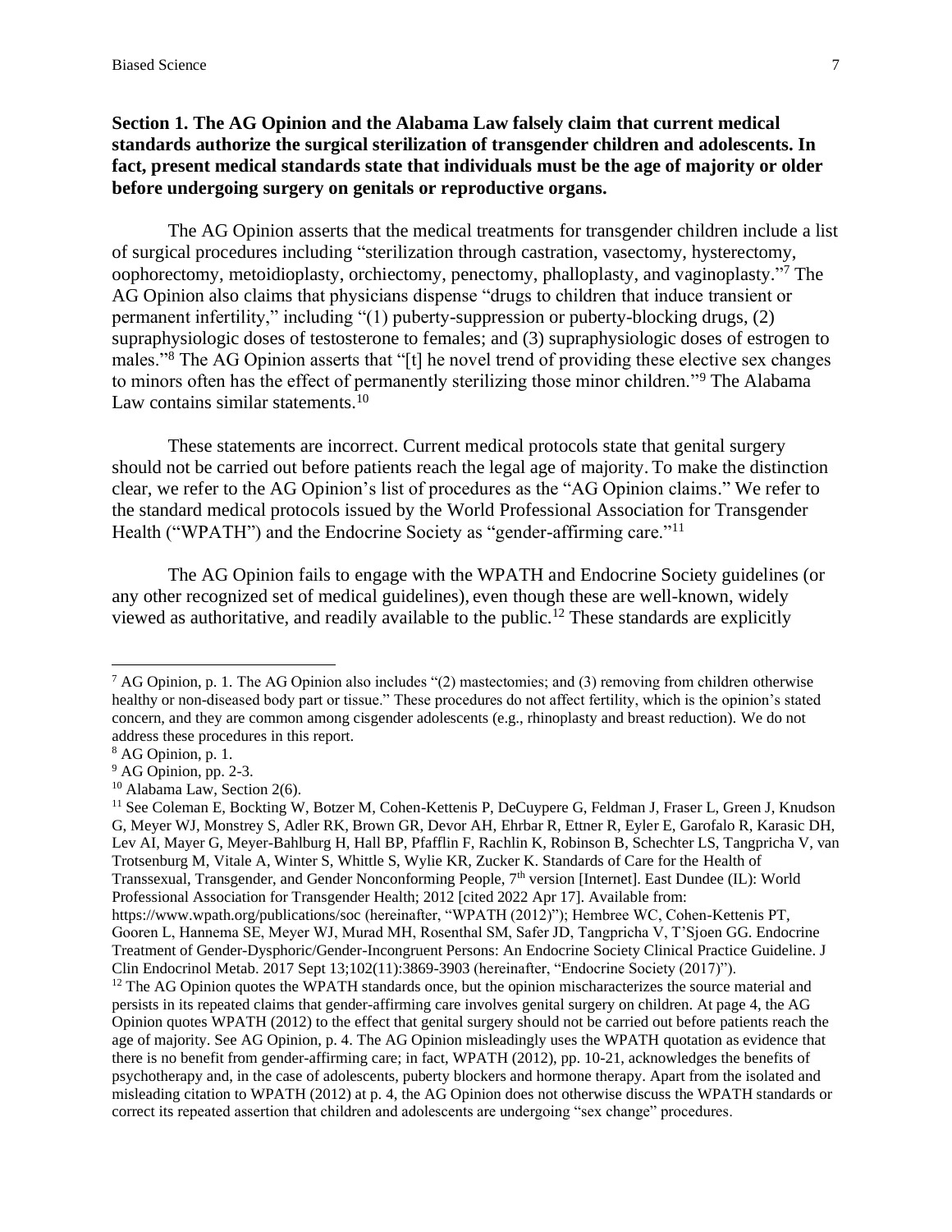**Section 1. The AG Opinion and the Alabama Law falsely claim that current medical standards authorize the surgical sterilization of transgender children and adolescents. In fact, present medical standards state that individuals must be the age of majority or older before undergoing surgery on genitals or reproductive organs.**

The AG Opinion asserts that the medical treatments for transgender children include a list of surgical procedures including "sterilization through castration, vasectomy, hysterectomy, oophorectomy, metoidioplasty, orchiectomy, penectomy, phalloplasty, and vaginoplasty."[7] The AG Opinion also claims that physicians dispense "drugs to children that induce transient or permanent infertility," including "(1) puberty-suppression or puberty-blocking drugs, (2) supraphysiologic doses of testosterone to females; and (3) supraphysiologic doses of estrogen to males."[8] The AG Opinion asserts that "[t] he novel trend of providing these elective sex changes to minors often has the effect of permanently sterilizing those minor children."[9] The Alabama Law contains similar statements.[10]

These statements are incorrect. Current medical protocols state that genital surgery should not be carried out before patients reach the legal age of majority. To make the distinction clear, we refer to the AG Opinion's list of procedures as the "AG Opinion claims." We refer to the standard medical protocols issued by the World Professional Association for Transgender Health ("WPATH") and the Endocrine Society as "gender-affirming care."[11]

The AG Opinion fails to engage with the WPATH and Endocrine Society guidelines (or any other recognized set of medical guidelines), even though these are well-known, widely viewed as authoritative, and readily available to the public.[12] These standards are explicitly

---

[7] AG Opinion, p. 1. The AG Opinion also includes "(2) mastectomies; and (3) removing from children otherwise healthy or non-diseased body part or tissue." These procedures do not affect fertility, which is the opinion's stated concern, and they are common among cisgender adolescents (e.g., rhinoplasty and breast reduction). We do not address these procedures in this report.

[8] AG Opinion, p. 1.

[9] AG Opinion, pp. 2-3.

[10] Alabama Law, Section 2(6).

[11] See Coleman E, Bockting W, Botzer M, Cohen-Kettenis P, DeCuypere G, Feldman J, Fraser L, Green J, Knudson G, Meyer WJ, Monstrey S, Adler RK, Brown GR, Devor AH, Ehrbar R, Ettner R, Eyler E, Garofalo R, Karasic DH, Lev AI, Mayer G, Meyer-Bahlburg H, Hall BP, Pfafflin F, Rachlin K, Robinson B, Schechter LS, Tangpricha V, van Trotsenburg M, Vitale A, Winter S, Whittle S, Wylie KR, Zucker K. Standards of Care for the Health of Transsexual, Transgender, and Gender Nonconforming People, 7th version [Internet]. East Dundee (IL): World Professional Association for Transgender Health; 2012 [cited 2022 Apr 17]. Available from: https://www.wpath.org/publications/soc (hereinafter, "WPATH (2012)"); Hembree WC, Cohen-Kettenis PT, Gooren L, Hannema SE, Meyer WJ, Murad MH, Rosenthal SM, Safer JD, Tangpricha V, T'Sjoen GG. Endocrine Treatment of Gender-Dysphoric/Gender-Incongruent Persons: An Endocrine Society Clinical Practice Guideline. J Clin Endocrinol Metab. 2017 Sept 13;102(11):3869-3903 (hereinafter, "Endocrine Society (2017)").

[12] The AG Opinion quotes the WPATH standards once, but the opinion mischaracterizes the source material and persists in its repeated claims that gender-affirming care involves genital surgery on children. At page 4, the AG Opinion quotes WPATH (2012) to the effect that genital surgery should not be carried out before patients reach the age of majority. See AG Opinion, p. 4. The AG Opinion misleadingly uses the WPATH quotation as evidence that there is no benefit from gender-affirming care; in fact, WPATH (2012), pp. 10-21, acknowledges the benefits of psychotherapy and, in the case of adolescents, puberty blockers and hormone therapy. Apart from the isolated and misleading citation to WPATH (2012) at p. 4, the AG Opinion does not otherwise discuss the WPATH standards or correct its repeated assertion that children and adolescents are undergoing "sex change" procedures.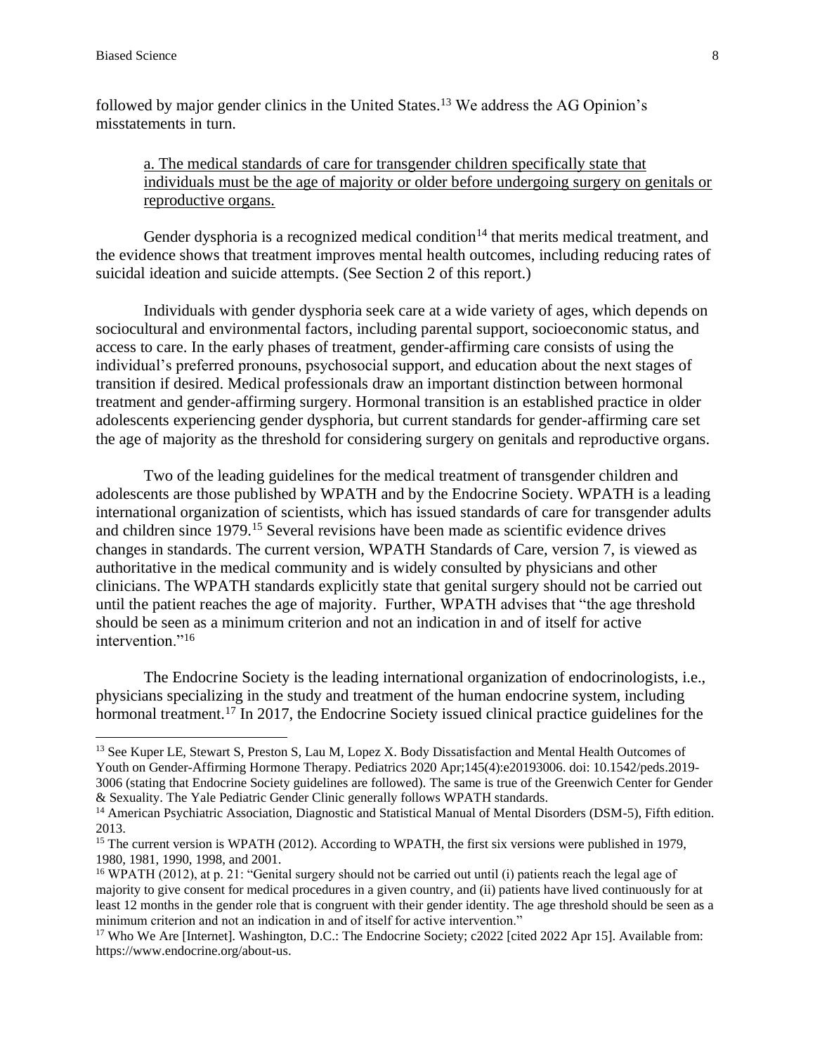followed by major gender clinics in the United States.[13] We address the AG Opinion's misstatements in turn.

a. The medical standards of care for transgender children specifically state that individuals must be the age of majority or older before undergoing surgery on genitals or reproductive organs.

Gender dysphoria is a recognized medical condition[14] that merits medical treatment, and the evidence shows that treatment improves mental health outcomes, including reducing rates of suicidal ideation and suicide attempts. (See Section 2 of this report.)

Individuals with gender dysphoria seek care at a wide variety of ages, which depends on sociocultural and environmental factors, including parental support, socioeconomic status, and access to care. In the early phases of treatment, gender-affirming care consists of using the individual's preferred pronouns, psychosocial support, and education about the next stages of transition if desired. Medical professionals draw an important distinction between hormonal treatment and gender-affirming surgery. Hormonal transition is an established practice in older adolescents experiencing gender dysphoria, but current standards for gender-affirming care set the age of majority as the threshold for considering surgery on genitals and reproductive organs.

Two of the leading guidelines for the medical treatment of transgender children and adolescents are those published by WPATH and by the Endocrine Society. WPATH is a leading international organization of scientists, which has issued standards of care for transgender adults and children since 1979.[15] Several revisions have been made as scientific evidence drives changes in standards. The current version, WPATH Standards of Care, version 7, is viewed as authoritative in the medical community and is widely consulted by physicians and other clinicians. The WPATH standards explicitly state that genital surgery should not be carried out until the patient reaches the age of majority. Further, WPATH advises that "the age threshold should be seen as a minimum criterion and not an indication in and of itself for active intervention."[16]

The Endocrine Society is the leading international organization of endocrinologists, i.e., physicians specializing in the study and treatment of the human endocrine system, including hormonal treatment.[17] In 2017, the Endocrine Society issued clinical practice guidelines for the

---

[13] See Kuper LE, Stewart S, Preston S, Lau M, Lopez X. Body Dissatisfaction and Mental Health Outcomes of Youth on Gender-Affirming Hormone Therapy. Pediatrics 2020 Apr;145(4):e20193006. doi: 10.1542/peds.2019-3006 (stating that Endocrine Society guidelines are followed). The same is true of the Greenwich Center for Gender & Sexuality. The Yale Pediatric Gender Clinic generally follows WPATH standards.

[14] American Psychiatric Association, Diagnostic and Statistical Manual of Mental Disorders (DSM-5), Fifth edition. 2013.

[15] The current version is WPATH (2012). According to WPATH, the first six versions were published in 1979, 1980, 1981, 1990, 1998, and 2001.

[16] WPATH (2012), at p. 21: "Genital surgery should not be carried out until (i) patients reach the legal age of majority to give consent for medical procedures in a given country, and (ii) patients have lived continuously for at least 12 months in the gender role that is congruent with their gender identity. The age threshold should be seen as a minimum criterion and not an indication in and of itself for active intervention."

[17] Who We Are [Internet]. Washington, D.C.: The Endocrine Society; c2022 [cited 2022 Apr 15]. Available from: https://www.endocrine.org/about-us.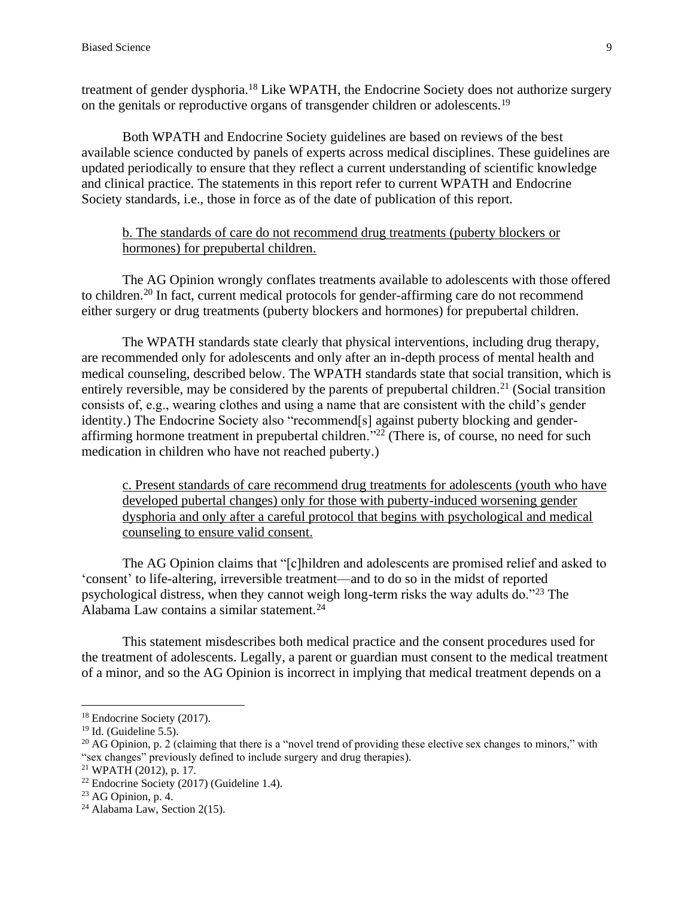treatment of gender dysphoria.[18] Like WPATH, the Endocrine Society does not authorize surgery on the genitals or reproductive organs of transgender children or adolescents.[19]

Both WPATH and Endocrine Society guidelines are based on reviews of the best available science conducted by panels of experts across medical disciplines. These guidelines are updated periodically to ensure that they reflect a current understanding of scientific knowledge and clinical practice. The statements in this report refer to current WPATH and Endocrine Society standards, i.e., those in force as of the date of publication of this report.

<u>b. The standards of care do not recommend drug treatments (puberty blockers or hormones) for prepubertal children.</u>

The AG Opinion wrongly conflates treatments available to adolescents with those offered to children.[20] In fact, current medical protocols for gender-affirming care do not recommend either surgery or drug treatments (puberty blockers and hormones) for prepubertal children.

The WPATH standards state clearly that physical interventions, including drug therapy, are recommended only for adolescents and only after an in-depth process of mental health and medical counseling, described below. The WPATH standards state that social transition, which is entirely reversible, may be considered by the parents of prepubertal children.[21] (Social transition consists of, e.g., wearing clothes and using a name that are consistent with the child's gender identity.) The Endocrine Society also "recommend[s] against puberty blocking and gender-affirming hormone treatment in prepubertal children."[22] (There is, of course, no need for such medication in children who have not reached puberty.)

<u>c. Present standards of care recommend drug treatments for adolescents (youth who have developed pubertal changes) only for those with puberty-induced worsening gender dysphoria and only after a careful protocol that begins with psychological and medical counseling to ensure valid consent.</u>

The AG Opinion claims that "[c]hildren and adolescents are promised relief and asked to 'consent' to life-altering, irreversible treatment—and to do so in the midst of reported psychological distress, when they cannot weigh long-term risks the way adults do."[23] The Alabama Law contains a similar statement.[24]

This statement misdescribes both medical practice and the consent procedures used for the treatment of adolescents. Legally, a parent or guardian must consent to the medical treatment of a minor, and so the AG Opinion is incorrect in implying that medical treatment depends on a

---

[18] Endocrine Society (2017).

[19] Id. (Guideline 5.5).

[20] AG Opinion, p. 2 (claiming that there is a "novel trend of providing these elective sex changes to minors," with "sex changes" previously defined to include surgery and drug therapies).

[21] WPATH (2012), p. 17.

[22] Endocrine Society (2017) (Guideline 1.4).

[23] AG Opinion, p. 4.

[24] Alabama Law, Section 2(15).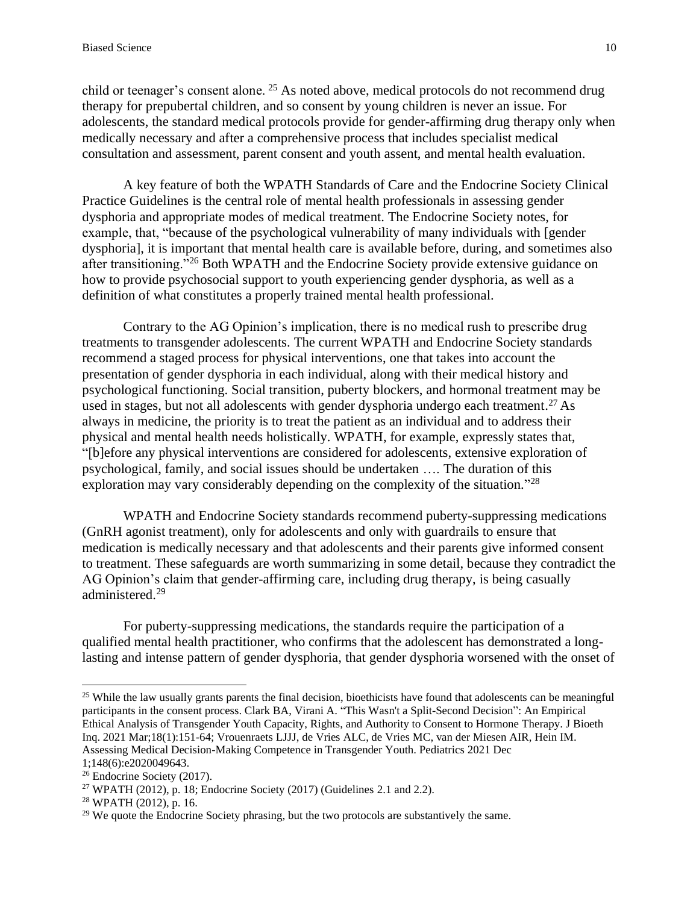child or teenager's consent alone. [25] As noted above, medical protocols do not recommend drug therapy for prepubertal children, and so consent by young children is never an issue. For adolescents, the standard medical protocols provide for gender-affirming drug therapy only when medically necessary and after a comprehensive process that includes specialist medical consultation and assessment, parent consent and youth assent, and mental health evaluation.

A key feature of both the WPATH Standards of Care and the Endocrine Society Clinical Practice Guidelines is the central role of mental health professionals in assessing gender dysphoria and appropriate modes of medical treatment. The Endocrine Society notes, for example, that, "because of the psychological vulnerability of many individuals with [gender dysphoria], it is important that mental health care is available before, during, and sometimes also after transitioning."[26] Both WPATH and the Endocrine Society provide extensive guidance on how to provide psychosocial support to youth experiencing gender dysphoria, as well as a definition of what constitutes a properly trained mental health professional.

Contrary to the AG Opinion's implication, there is no medical rush to prescribe drug treatments to transgender adolescents. The current WPATH and Endocrine Society standards recommend a staged process for physical interventions, one that takes into account the presentation of gender dysphoria in each individual, along with their medical history and psychological functioning. Social transition, puberty blockers, and hormonal treatment may be used in stages, but not all adolescents with gender dysphoria undergo each treatment.[27] As always in medicine, the priority is to treat the patient as an individual and to address their physical and mental health needs holistically. WPATH, for example, expressly states that, "[b]efore any physical interventions are considered for adolescents, extensive exploration of psychological, family, and social issues should be undertaken …. The duration of this exploration may vary considerably depending on the complexity of the situation."[28]

WPATH and Endocrine Society standards recommend puberty-suppressing medications (GnRH agonist treatment), only for adolescents and only with guardrails to ensure that medication is medically necessary and that adolescents and their parents give informed consent to treatment. These safeguards are worth summarizing in some detail, because they contradict the AG Opinion's claim that gender-affirming care, including drug therapy, is being casually administered.[29]

For puberty-suppressing medications, the standards require the participation of a qualified mental health practitioner, who confirms that the adolescent has demonstrated a long-lasting and intense pattern of gender dysphoria, that gender dysphoria worsened with the onset of

---

[25] While the law usually grants parents the final decision, bioethicists have found that adolescents can be meaningful participants in the consent process. Clark BA, Virani A. "This Wasn't a Split-Second Decision": An Empirical Ethical Analysis of Transgender Youth Capacity, Rights, and Authority to Consent to Hormone Therapy. J Bioeth Inq. 2021 Mar;18(1):151-64; Vrouenraets LJJJ, de Vries ALC, de Vries MC, van der Miesen AIR, Hein IM. Assessing Medical Decision-Making Competence in Transgender Youth. Pediatrics 2021 Dec 1;148(6):e2020049643.

[26] Endocrine Society (2017).

[27] WPATH (2012), p. 18; Endocrine Society (2017) (Guidelines 2.1 and 2.2).

[28] WPATH (2012), p. 16.

[29] We quote the Endocrine Society phrasing, but the two protocols are substantively the same.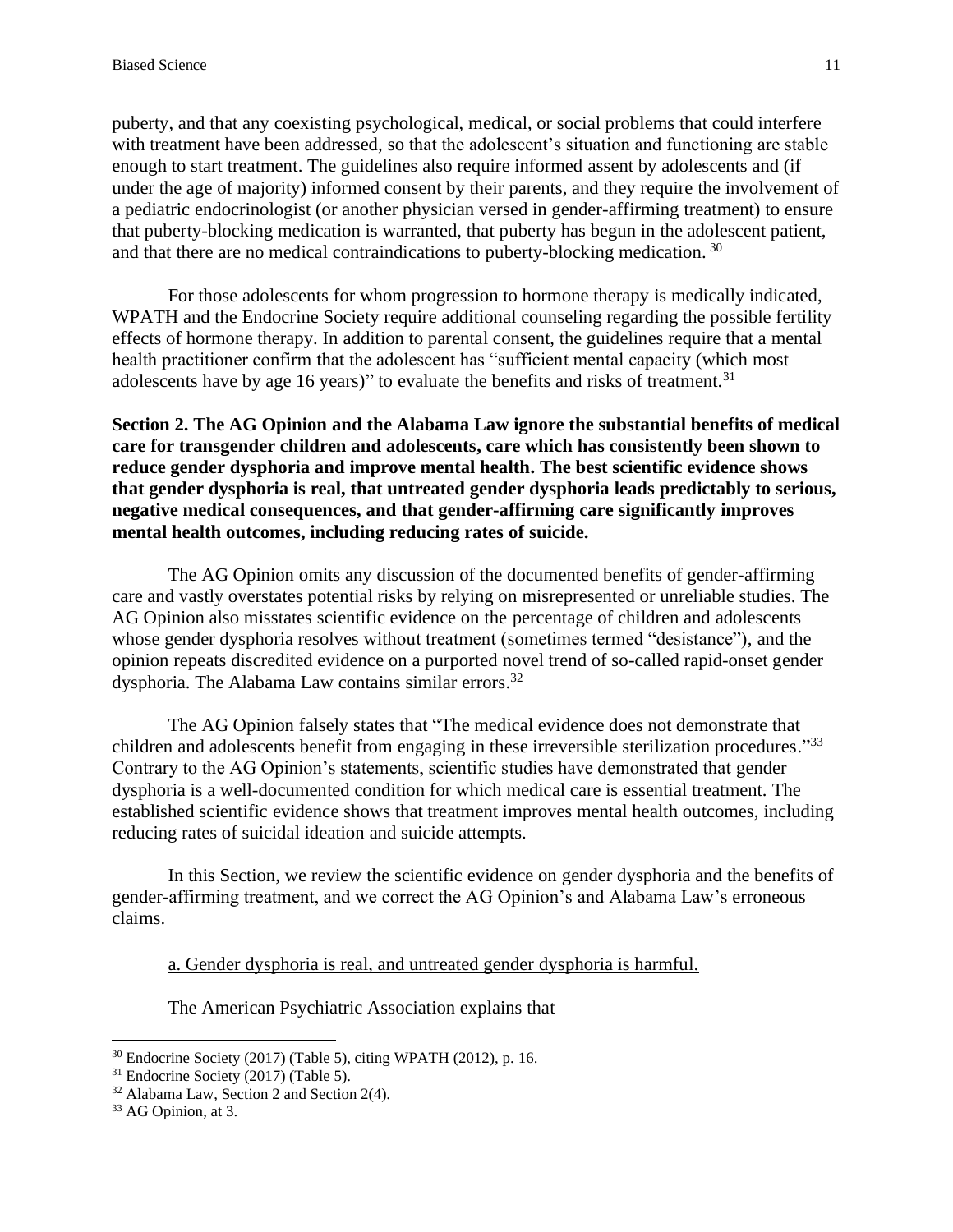puberty, and that any coexisting psychological, medical, or social problems that could interfere with treatment have been addressed, so that the adolescent's situation and functioning are stable enough to start treatment. The guidelines also require informed assent by adolescents and (if under the age of majority) informed consent by their parents, and they require the involvement of a pediatric endocrinologist (or another physician versed in gender-affirming treatment) to ensure that puberty-blocking medication is warranted, that puberty has begun in the adolescent patient, and that there are no medical contraindications to puberty-blocking medication. [30]

For those adolescents for whom progression to hormone therapy is medically indicated, WPATH and the Endocrine Society require additional counseling regarding the possible fertility effects of hormone therapy. In addition to parental consent, the guidelines require that a mental health practitioner confirm that the adolescent has "sufficient mental capacity (which most adolescents have by age 16 years)" to evaluate the benefits and risks of treatment.[31]

**Section 2. The AG Opinion and the Alabama Law ignore the substantial benefits of medical care for transgender children and adolescents, care which has consistently been shown to reduce gender dysphoria and improve mental health. The best scientific evidence shows that gender dysphoria is real, that untreated gender dysphoria leads predictably to serious, negative medical consequences, and that gender-affirming care significantly improves mental health outcomes, including reducing rates of suicide.**

The AG Opinion omits any discussion of the documented benefits of gender-affirming care and vastly overstates potential risks by relying on misrepresented or unreliable studies. The AG Opinion also misstates scientific evidence on the percentage of children and adolescents whose gender dysphoria resolves without treatment (sometimes termed "desistance"), and the opinion repeats discredited evidence on a purported novel trend of so-called rapid-onset gender dysphoria. The Alabama Law contains similar errors.[32]

The AG Opinion falsely states that "The medical evidence does not demonstrate that children and adolescents benefit from engaging in these irreversible sterilization procedures."[33] Contrary to the AG Opinion's statements, scientific studies have demonstrated that gender dysphoria is a well-documented condition for which medical care is essential treatment. The established scientific evidence shows that treatment improves mental health outcomes, including reducing rates of suicidal ideation and suicide attempts.

In this Section, we review the scientific evidence on gender dysphoria and the benefits of gender-affirming treatment, and we correct the AG Opinion's and Alabama Law's erroneous claims.

<u>a. Gender dysphoria is real, and untreated gender dysphoria is harmful.</u>

The American Psychiatric Association explains that

---

[30] Endocrine Society (2017) (Table 5), citing WPATH (2012), p. 16.

[31] Endocrine Society (2017) (Table 5).

[32] Alabama Law, Section 2 and Section 2(4).

[33] AG Opinion, at 3.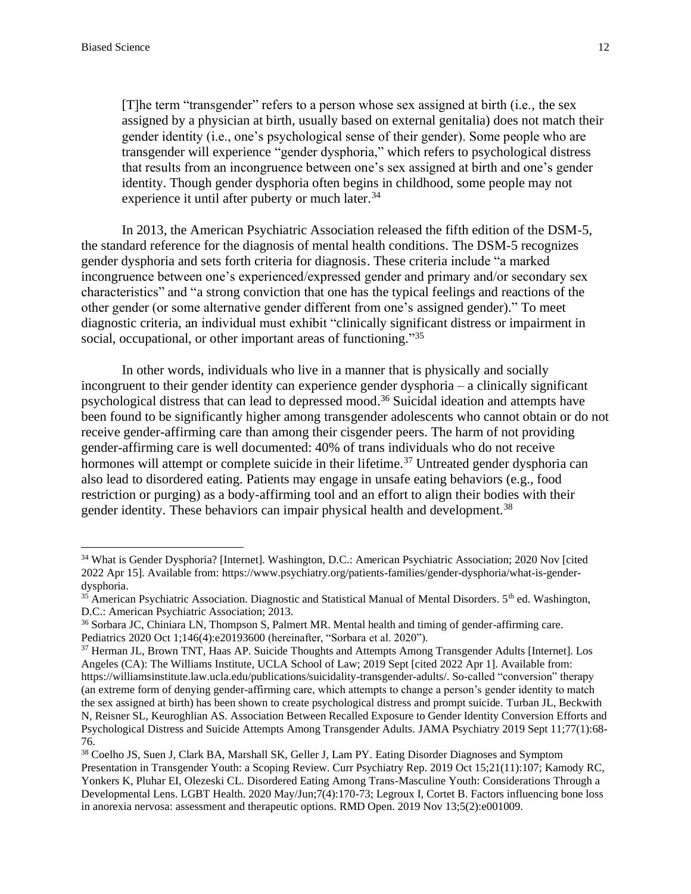> [T]he term "transgender" refers to a person whose sex assigned at birth (i.e., the sex assigned by a physician at birth, usually based on external genitalia) does not match their gender identity (i.e., one's psychological sense of their gender). Some people who are transgender will experience "gender dysphoria," which refers to psychological distress that results from an incongruence between one's sex assigned at birth and one's gender identity. Though gender dysphoria often begins in childhood, some people may not experience it until after puberty or much later.[34]

In 2013, the American Psychiatric Association released the fifth edition of the DSM-5, the standard reference for the diagnosis of mental health conditions. The DSM-5 recognizes gender dysphoria and sets forth criteria for diagnosis. These criteria include "a marked incongruence between one's experienced/expressed gender and primary and/or secondary sex characteristics" and "a strong conviction that one has the typical feelings and reactions of the other gender (or some alternative gender different from one's assigned gender)." To meet diagnostic criteria, an individual must exhibit "clinically significant distress or impairment in social, occupational, or other important areas of functioning."[35]

In other words, individuals who live in a manner that is physically and socially incongruent to their gender identity can experience gender dysphoria – a clinically significant psychological distress that can lead to depressed mood.[36] Suicidal ideation and attempts have been found to be significantly higher among transgender adolescents who cannot obtain or do not receive gender-affirming care than among their cisgender peers. The harm of not providing gender-affirming care is well documented: 40% of trans individuals who do not receive hormones will attempt or complete suicide in their lifetime.[37] Untreated gender dysphoria can also lead to disordered eating. Patients may engage in unsafe eating behaviors (e.g., food restriction or purging) as a body-affirming tool and an effort to align their bodies with their gender identity. These behaviors can impair physical health and development.[38]

---

[34] What is Gender Dysphoria? [Internet]. Washington, D.C.: American Psychiatric Association; 2020 Nov [cited 2022 Apr 15]. Available from: https://www.psychiatry.org/patients-families/gender-dysphoria/what-is-gender-dysphoria.

[35] American Psychiatric Association. Diagnostic and Statistical Manual of Mental Disorders. 5th ed. Washington, D.C.: American Psychiatric Association; 2013.

[36] Sorbara JC, Chiniara LN, Thompson S, Palmert MR. Mental health and timing of gender-affirming care. Pediatrics 2020 Oct 1;146(4):e20193600 (hereinafter, "Sorbara et al. 2020").

[37] Herman JL, Brown TNT, Haas AP. Suicide Thoughts and Attempts Among Transgender Adults [Internet]. Los Angeles (CA): The Williams Institute, UCLA School of Law; 2019 Sept [cited 2022 Apr 1]. Available from: https://williamsinstitute.law.ucla.edu/publications/suicidality-transgender-adults/. So-called "conversion" therapy (an extreme form of denying gender-affirming care, which attempts to change a person's gender identity to match the sex assigned at birth) has been shown to create psychological distress and prompt suicide. Turban JL, Beckwith N, Reisner SL, Keuroghlian AS. Association Between Recalled Exposure to Gender Identity Conversion Efforts and Psychological Distress and Suicide Attempts Among Transgender Adults. JAMA Psychiatry 2019 Sept 11;77(1):68-76.

[38] Coelho JS, Suen J, Clark BA, Marshall SK, Geller J, Lam PY. Eating Disorder Diagnoses and Symptom Presentation in Transgender Youth: a Scoping Review. Curr Psychiatry Rep. 2019 Oct 15;21(11):107; Kamody RC, Yonkers K, Pluhar EI, Olezeski CL. Disordered Eating Among Trans-Masculine Youth: Considerations Through a Developmental Lens. LGBT Health. 2020 May/Jun;7(4):170-73; Legroux I, Cortet B. Factors influencing bone loss in anorexia nervosa: assessment and therapeutic options. RMD Open. 2019 Nov 13;5(2):e001009.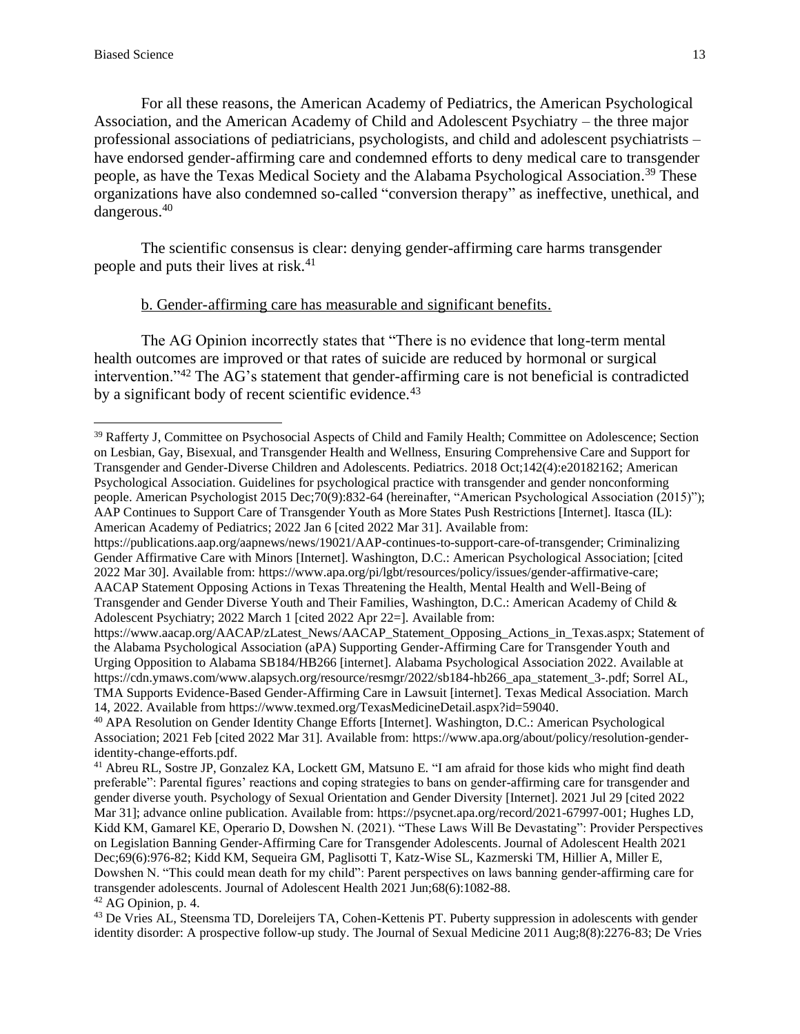For all these reasons, the American Academy of Pediatrics, the American Psychological Association, and the American Academy of Child and Adolescent Psychiatry – the three major professional associations of pediatricians, psychologists, and child and adolescent psychiatrists – have endorsed gender-affirming care and condemned efforts to deny medical care to transgender people, as have the Texas Medical Society and the Alabama Psychological Association.[39] These organizations have also condemned so-called "conversion therapy" as ineffective, unethical, and dangerous.[40]

The scientific consensus is clear: denying gender-affirming care harms transgender people and puts their lives at risk.[41]

<u>b. Gender-affirming care has measurable and significant benefits.</u>

The AG Opinion incorrectly states that "There is no evidence that long-term mental health outcomes are improved or that rates of suicide are reduced by hormonal or surgical intervention."[42] The AG's statement that gender-affirming care is not beneficial is contradicted by a significant body of recent scientific evidence.[43]

---

[39] Rafferty J, Committee on Psychosocial Aspects of Child and Family Health; Committee on Adolescence; Section on Lesbian, Gay, Bisexual, and Transgender Health and Wellness, Ensuring Comprehensive Care and Support for Transgender and Gender-Diverse Children and Adolescents. Pediatrics. 2018 Oct;142(4):e20182162; American Psychological Association. Guidelines for psychological practice with transgender and gender nonconforming people. American Psychologist 2015 Dec;70(9):832-64 (hereinafter, "American Psychological Association (2015)"); AAP Continues to Support Care of Transgender Youth as More States Push Restrictions [Internet]. Itasca (IL): American Academy of Pediatrics; 2022 Jan 6 [cited 2022 Mar 31]. Available from: https://publications.aap.org/aapnews/news/19021/AAP-continues-to-support-care-of-transgender; Criminalizing Gender Affirmative Care with Minors [Internet]. Washington, D.C.: American Psychological Association; [cited 2022 Mar 30]. Available from: https://www.apa.org/pi/lgbt/resources/policy/issues/gender-affirmative-care; AACAP Statement Opposing Actions in Texas Threatening the Health, Mental Health and Well-Being of Transgender and Gender Diverse Youth and Their Families, Washington, D.C.: American Academy of Child & Adolescent Psychiatry; 2022 March 1 [cited 2022 Apr 22=]. Available from: https://www.aacap.org/AACAP/zLatest_News/AACAP_Statement_Opposing_Actions_in_Texas.aspx; Statement of the Alabama Psychological Association (aPA) Supporting Gender-Affirming Care for Transgender Youth and Urging Opposition to Alabama SB184/HB266 [internet]. Alabama Psychological Association 2022. Available at https://cdn.ymaws.com/www.alapsych.org/resource/resmgr/2022/sb184-hb266_apa_statement_3-.pdf; Sorrel AL, TMA Supports Evidence-Based Gender-Affirming Care in Lawsuit [internet]. Texas Medical Association. March 14, 2022. Available from https://www.texmed.org/TexasMedicineDetail.aspx?id=59040.

[40] APA Resolution on Gender Identity Change Efforts [Internet]. Washington, D.C.: American Psychological Association; 2021 Feb [cited 2022 Mar 31]. Available from: https://www.apa.org/about/policy/resolution-gender-identity-change-efforts.pdf.

[41] Abreu RL, Sostre JP, Gonzalez KA, Lockett GM, Matsuno E. "I am afraid for those kids who might find death preferable": Parental figures' reactions and coping strategies to bans on gender-affirming care for transgender and gender diverse youth. Psychology of Sexual Orientation and Gender Diversity [Internet]. 2021 Jul 29 [cited 2022 Mar 31]; advance online publication. Available from: https://psycnet.apa.org/record/2021-67997-001; Hughes LD, Kidd KM, Gamarel KE, Operario D, Dowshen N. (2021). "These Laws Will Be Devastating": Provider Perspectives on Legislation Banning Gender-Affirming Care for Transgender Adolescents. Journal of Adolescent Health 2021 Dec;69(6):976-82; Kidd KM, Sequeira GM, Paglisotti T, Katz-Wise SL, Kazmerski TM, Hillier A, Miller E, Dowshen N. "This could mean death for my child": Parent perspectives on laws banning gender-affirming care for transgender adolescents. Journal of Adolescent Health 2021 Jun;68(6):1082-88.

[42] AG Opinion, p. 4.

[43] De Vries AL, Steensma TD, Doreleijers TA, Cohen-Kettenis PT. Puberty suppression in adolescents with gender identity disorder: A prospective follow-up study. The Journal of Sexual Medicine 2011 Aug;8(8):2276-83; De Vries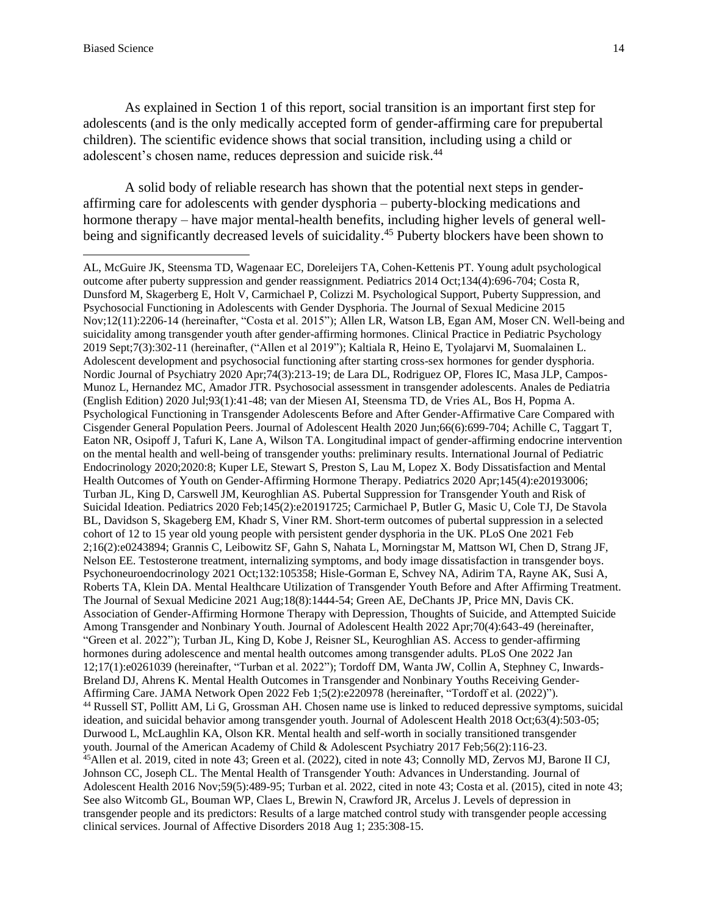As explained in Section 1 of this report, social transition is an important first step for adolescents (and is the only medically accepted form of gender-affirming care for prepubertal children). The scientific evidence shows that social transition, including using a child or adolescent's chosen name, reduces depression and suicide risk.[44]

A solid body of reliable research has shown that the potential next steps in gender-affirming care for adolescents with gender dysphoria – puberty-blocking medications and hormone therapy – have major mental-health benefits, including higher levels of general well-being and significantly decreased levels of suicidality.[45] Puberty blockers have been shown to

---

AL, McGuire JK, Steensma TD, Wagenaar EC, Doreleijers TA, Cohen-Kettenis PT. Young adult psychological outcome after puberty suppression and gender reassignment. Pediatrics 2014 Oct;134(4):696-704; Costa R, Dunsford M, Skagerberg E, Holt V, Carmichael P, Colizzi M. Psychological Support, Puberty Suppression, and Psychosocial Functioning in Adolescents with Gender Dysphoria. The Journal of Sexual Medicine 2015 Nov;12(11):2206-14 (hereinafter, "Costa et al. 2015"); Allen LR, Watson LB, Egan AM, Moser CN. Well-being and suicidality among transgender youth after gender-affirming hormones. Clinical Practice in Pediatric Psychology 2019 Sept;7(3):302-11 (hereinafter, ("Allen et al 2019"); Kaltiala R, Heino E, Tyolajarvi M, Suomalainen L. Adolescent development and psychosocial functioning after starting cross-sex hormones for gender dysphoria. Nordic Journal of Psychiatry 2020 Apr;74(3):213-19; de Lara DL, Rodriguez OP, Flores IC, Masa JLP, Campos-Munoz L, Hernandez MC, Amador JTR. Psychosocial assessment in transgender adolescents. Anales de Pediatria (English Edition) 2020 Jul;93(1):41-48; van der Miesen AI, Steensma TD, de Vries AL, Bos H, Popma A. Psychological Functioning in Transgender Adolescents Before and After Gender-Affirmative Care Compared with Cisgender General Population Peers. Journal of Adolescent Health 2020 Jun;66(6):699-704; Achille C, Taggart T, Eaton NR, Osipoff J, Tafuri K, Lane A, Wilson TA. Longitudinal impact of gender-affirming endocrine intervention on the mental health and well-being of transgender youths: preliminary results. International Journal of Pediatric Endocrinology 2020;2020:8; Kuper LE, Stewart S, Preston S, Lau M, Lopez X. Body Dissatisfaction and Mental Health Outcomes of Youth on Gender-Affirming Hormone Therapy. Pediatrics 2020 Apr;145(4):e20193006; Turban JL, King D, Carswell JM, Keuroghlian AS. Pubertal Suppression for Transgender Youth and Risk of Suicidal Ideation. Pediatrics 2020 Feb;145(2):e20191725; Carmichael P, Butler G, Masic U, Cole TJ, De Stavola BL, Davidson S, Skageberg EM, Khadr S, Viner RM. Short-term outcomes of pubertal suppression in a selected cohort of 12 to 15 year old young people with persistent gender dysphoria in the UK. PLoS One 2021 Feb 2;16(2):e0243894; Grannis C, Leibowitz SF, Gahn S, Nahata L, Morningstar M, Mattson WI, Chen D, Strang JF, Nelson EE. Testosterone treatment, internalizing symptoms, and body image dissatisfaction in transgender boys. Psychoneuroendocrinology 2021 Oct;132:105358; Hisle-Gorman E, Schvey NA, Adirim TA, Rayne AK, Susi A, Roberts TA, Klein DA. Mental Healthcare Utilization of Transgender Youth Before and After Affirming Treatment. The Journal of Sexual Medicine 2021 Aug;18(8):1444-54; Green AE, DeChants JP, Price MN, Davis CK. Association of Gender-Affirming Hormone Therapy with Depression, Thoughts of Suicide, and Attempted Suicide Among Transgender and Nonbinary Youth. Journal of Adolescent Health 2022 Apr;70(4):643-49 (hereinafter, "Green et al. 2022"); Turban JL, King D, Kobe J, Reisner SL, Keuroghlian AS. Access to gender-affirming hormones during adolescence and mental health outcomes among transgender adults. PLoS One 2022 Jan 12;17(1):e0261039 (hereinafter, "Turban et al. 2022"); Tordoff DM, Wanta JW, Collin A, Stephney C, Inwards-Breland DJ, Ahrens K. Mental Health Outcomes in Transgender and Nonbinary Youths Receiving Gender-Affirming Care. JAMA Network Open 2022 Feb 1;5(2):e220978 (hereinafter, "Tordoff et al. (2022)").

[44] Russell ST, Pollitt AM, Li G, Grossman AH. Chosen name use is linked to reduced depressive symptoms, suicidal ideation, and suicidal behavior among transgender youth. Journal of Adolescent Health 2018 Oct;63(4):503-05; Durwood L, McLaughlin KA, Olson KR. Mental health and self-worth in socially transitioned transgender youth. Journal of the American Academy of Child & Adolescent Psychiatry 2017 Feb;56(2):116-23.

[45] Allen et al. 2019, cited in note 43; Green et al. (2022), cited in note 43; Connolly MD, Zervos MJ, Barone II CJ, Johnson CC, Joseph CL. The Mental Health of Transgender Youth: Advances in Understanding. Journal of Adolescent Health 2016 Nov;59(5):489-95; Turban et al. 2022, cited in note 43; Costa et al. (2015), cited in note 43; See also Witcomb GL, Bouman WP, Claes L, Brewin N, Crawford JR, Arcelus J. Levels of depression in transgender people and its predictors: Results of a large matched control study with transgender people accessing clinical services. Journal of Affective Disorders 2018 Aug 1; 235:308-15.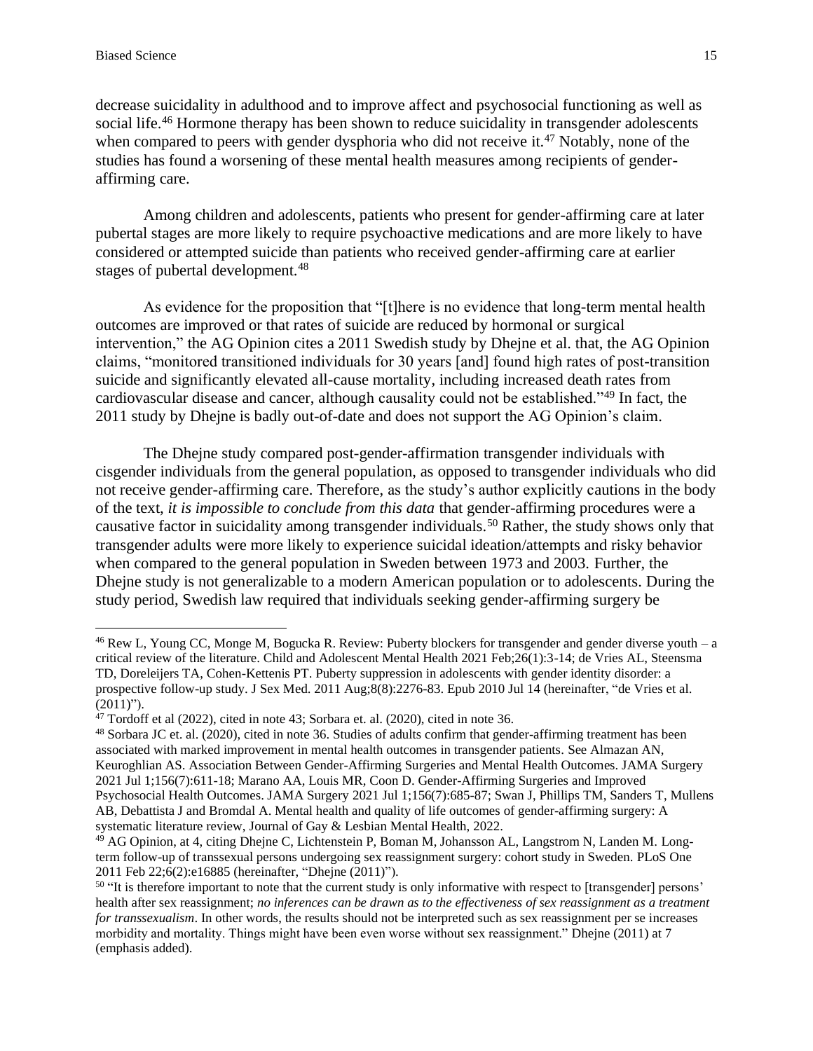decrease suicidality in adulthood and to improve affect and psychosocial functioning as well as social life.[46] Hormone therapy has been shown to reduce suicidality in transgender adolescents when compared to peers with gender dysphoria who did not receive it.[47] Notably, none of the studies has found a worsening of these mental health measures among recipients of gender-affirming care.

Among children and adolescents, patients who present for gender-affirming care at later pubertal stages are more likely to require psychoactive medications and are more likely to have considered or attempted suicide than patients who received gender-affirming care at earlier stages of pubertal development.[48]

As evidence for the proposition that "[t]here is no evidence that long-term mental health outcomes are improved or that rates of suicide are reduced by hormonal or surgical intervention," the AG Opinion cites a 2011 Swedish study by Dhejne et al. that, the AG Opinion claims, "monitored transitioned individuals for 30 years [and] found high rates of post-transition suicide and significantly elevated all-cause mortality, including increased death rates from cardiovascular disease and cancer, although causality could not be established."[49] In fact, the 2011 study by Dhejne is badly out-of-date and does not support the AG Opinion's claim.

The Dhejne study compared post-gender-affirmation transgender individuals with cisgender individuals from the general population, as opposed to transgender individuals who did not receive gender-affirming care. Therefore, as the study's author explicitly cautions in the body of the text, *it is impossible to conclude from this data* that gender-affirming procedures were a causative factor in suicidality among transgender individuals.[50] Rather, the study shows only that transgender adults were more likely to experience suicidal ideation/attempts and risky behavior when compared to the general population in Sweden between 1973 and 2003. Further, the Dhejne study is not generalizable to a modern American population or to adolescents. During the study period, Swedish law required that individuals seeking gender-affirming surgery be

---

[46] Rew L, Young CC, Monge M, Bogucka R. Review: Puberty blockers for transgender and gender diverse youth – a critical review of the literature. Child and Adolescent Mental Health 2021 Feb;26(1):3-14; de Vries AL, Steensma TD, Doreleijers TA, Cohen-Kettenis PT. Puberty suppression in adolescents with gender identity disorder: a prospective follow-up study. J Sex Med. 2011 Aug;8(8):2276-83. Epub 2010 Jul 14 (hereinafter, "de Vries et al. (2011)").

[47] Tordoff et al (2022), cited in note 43; Sorbara et. al. (2020), cited in note 36.

[48] Sorbara JC et. al. (2020), cited in note 36. Studies of adults confirm that gender-affirming treatment has been associated with marked improvement in mental health outcomes in transgender patients. See Almazan AN, Keuroghlian AS. Association Between Gender-Affirming Surgeries and Mental Health Outcomes. JAMA Surgery 2021 Jul 1;156(7):611-18; Marano AA, Louis MR, Coon D. Gender-Affirming Surgeries and Improved Psychosocial Health Outcomes. JAMA Surgery 2021 Jul 1;156(7):685-87; Swan J, Phillips TM, Sanders T, Mullens AB, Debattista J and Bromdal A. Mental health and quality of life outcomes of gender-affirming surgery: A systematic literature review, Journal of Gay & Lesbian Mental Health, 2022.

[49] AG Opinion, at 4, citing Dhejne C, Lichtenstein P, Boman M, Johansson AL, Langstrom N, Landen M. Long-term follow-up of transsexual persons undergoing sex reassignment surgery: cohort study in Sweden. PLoS One 2011 Feb 22;6(2):e16885 (hereinafter, "Dhejne (2011)").

[50] "It is therefore important to note that the current study is only informative with respect to [transgender] persons' health after sex reassignment; *no inferences can be drawn as to the effectiveness of sex reassignment as a treatment for transsexualism*. In other words, the results should not be interpreted such as sex reassignment per se increases morbidity and mortality. Things might have been even worse without sex reassignment." Dhejne (2011) at 7 (emphasis added).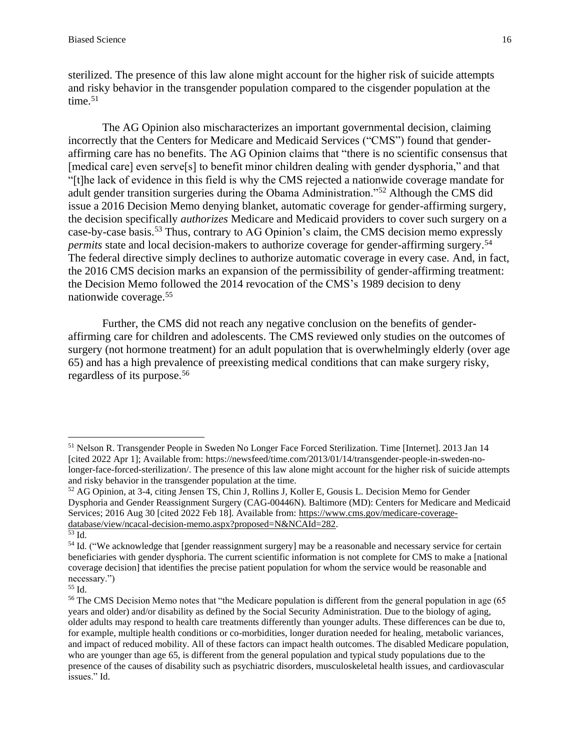sterilized. The presence of this law alone might account for the higher risk of suicide attempts and risky behavior in the transgender population compared to the cisgender population at the time.[51]

The AG Opinion also mischaracterizes an important governmental decision, claiming incorrectly that the Centers for Medicare and Medicaid Services ("CMS") found that gender-affirming care has no benefits. The AG Opinion claims that "there is no scientific consensus that [medical care] even serve[s] to benefit minor children dealing with gender dysphoria," and that "[t]he lack of evidence in this field is why the CMS rejected a nationwide coverage mandate for adult gender transition surgeries during the Obama Administration."[52] Although the CMS did issue a 2016 Decision Memo denying blanket, automatic coverage for gender-affirming surgery, the decision specifically *authorizes* Medicare and Medicaid providers to cover such surgery on a case-by-case basis.[53] Thus, contrary to AG Opinion's claim, the CMS decision memo expressly *permits* state and local decision-makers to authorize coverage for gender-affirming surgery.[54] The federal directive simply declines to authorize automatic coverage in every case. And, in fact, the 2016 CMS decision marks an expansion of the permissibility of gender-affirming treatment: the Decision Memo followed the 2014 revocation of the CMS's 1989 decision to deny nationwide coverage.[55]

Further, the CMS did not reach any negative conclusion on the benefits of gender-affirming care for children and adolescents. The CMS reviewed only studies on the outcomes of surgery (not hormone treatment) for an adult population that is overwhelmingly elderly (over age 65) and has a high prevalence of preexisting medical conditions that can make surgery risky, regardless of its purpose.[56]

---

[51] Nelson R. Transgender People in Sweden No Longer Face Forced Sterilization. Time [Internet]. 2013 Jan 14 [cited 2022 Apr 1]; Available from: https://newsfeed/time.com/2013/01/14/transgender-people-in-sweden-no-longer-face-forced-sterilization/. The presence of this law alone might account for the higher risk of suicide attempts and risky behavior in the transgender population at the time.

[52] AG Opinion, at 3-4, citing Jensen TS, Chin J, Rollins J, Koller E, Gousis L. Decision Memo for Gender Dysphoria and Gender Reassignment Surgery (CAG-00446N). Baltimore (MD): Centers for Medicare and Medicaid Services; 2016 Aug 30 [cited 2022 Feb 18]. Available from: https://www.cms.gov/medicare-coverage-database/view/ncacal-decision-memo.aspx?proposed=N&NCAId=282.

[53] Id.

[54] Id. ("We acknowledge that [gender reassignment surgery] may be a reasonable and necessary service for certain beneficiaries with gender dysphoria. The current scientific information is not complete for CMS to make a [national coverage decision] that identifies the precise patient population for whom the service would be reasonable and necessary.")

[55] Id.

[56] The CMS Decision Memo notes that "the Medicare population is different from the general population in age (65 years and older) and/or disability as defined by the Social Security Administration. Due to the biology of aging, older adults may respond to health care treatments differently than younger adults. These differences can be due to, for example, multiple health conditions or co-morbidities, longer duration needed for healing, metabolic variances, and impact of reduced mobility. All of these factors can impact health outcomes. The disabled Medicare population, who are younger than age 65, is different from the general population and typical study populations due to the presence of the causes of disability such as psychiatric disorders, musculoskeletal health issues, and cardiovascular issues." Id.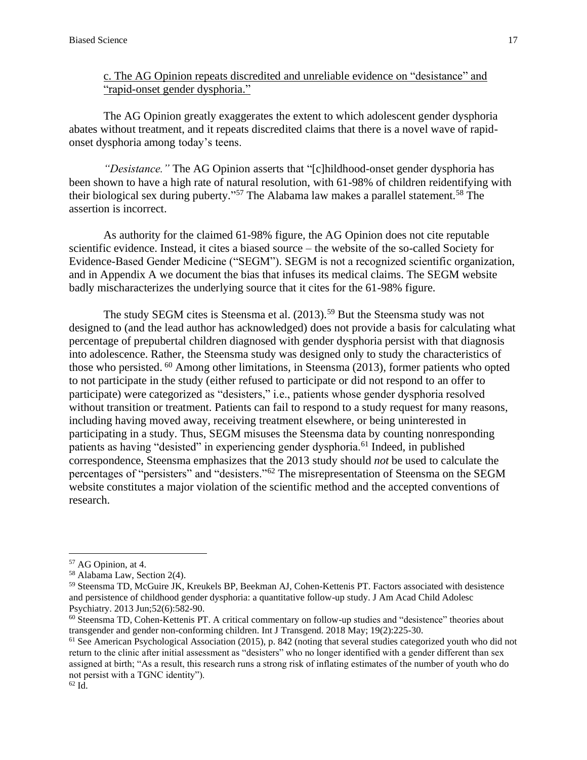c. The AG Opinion repeats discredited and unreliable evidence on "desistance" and "rapid-onset gender dysphoria."

The AG Opinion greatly exaggerates the extent to which adolescent gender dysphoria abates without treatment, and it repeats discredited claims that there is a novel wave of rapid-onset dysphoria among today's teens.

*"Desistance."* The AG Opinion asserts that "[c]hildhood-onset gender dysphoria has been shown to have a high rate of natural resolution, with 61-98% of children reidentifying with their biological sex during puberty."[57] The Alabama law makes a parallel statement.[58] The assertion is incorrect.

As authority for the claimed 61-98% figure, the AG Opinion does not cite reputable scientific evidence. Instead, it cites a biased source – the website of the so-called Society for Evidence-Based Gender Medicine ("SEGM"). SEGM is not a recognized scientific organization, and in Appendix A we document the bias that infuses its medical claims. The SEGM website badly mischaracterizes the underlying source that it cites for the 61-98% figure.

The study SEGM cites is Steensma et al. (2013).[59] But the Steensma study was not designed to (and the lead author has acknowledged) does not provide a basis for calculating what percentage of prepubertal children diagnosed with gender dysphoria persist with that diagnosis into adolescence. Rather, the Steensma study was designed only to study the characteristics of those who persisted. [60] Among other limitations, in Steensma (2013), former patients who opted to not participate in the study (either refused to participate or did not respond to an offer to participate) were categorized as "desisters," i.e., patients whose gender dysphoria resolved without transition or treatment. Patients can fail to respond to a study request for many reasons, including having moved away, receiving treatment elsewhere, or being uninterested in participating in a study. Thus, SEGM misuses the Steensma data by counting nonresponding patients as having "desisted" in experiencing gender dysphoria.[61] Indeed, in published correspondence, Steensma emphasizes that the 2013 study should *not* be used to calculate the percentages of "persisters" and "desisters."[62] The misrepresentation of Steensma on the SEGM website constitutes a major violation of the scientific method and the accepted conventions of research.

---

[57] AG Opinion, at 4.

[58] Alabama Law, Section 2(4).

[59] Steensma TD, McGuire JK, Kreukels BP, Beekman AJ, Cohen-Kettenis PT. Factors associated with desistence and persistence of childhood gender dysphoria: a quantitative follow-up study. J Am Acad Child Adolesc Psychiatry. 2013 Jun;52(6):582-90.

[60] Steensma TD, Cohen-Kettenis PT. A critical commentary on follow-up studies and "desistence" theories about transgender and gender non-conforming children. Int J Transgend. 2018 May; 19(2):225-30.

[61] See American Psychological Association (2015), p. 842 (noting that several studies categorized youth who did not return to the clinic after initial assessment as "desisters" who no longer identified with a gender different than sex assigned at birth; "As a result, this research runs a strong risk of inflating estimates of the number of youth who do not persist with a TGNC identity").

[62] Id.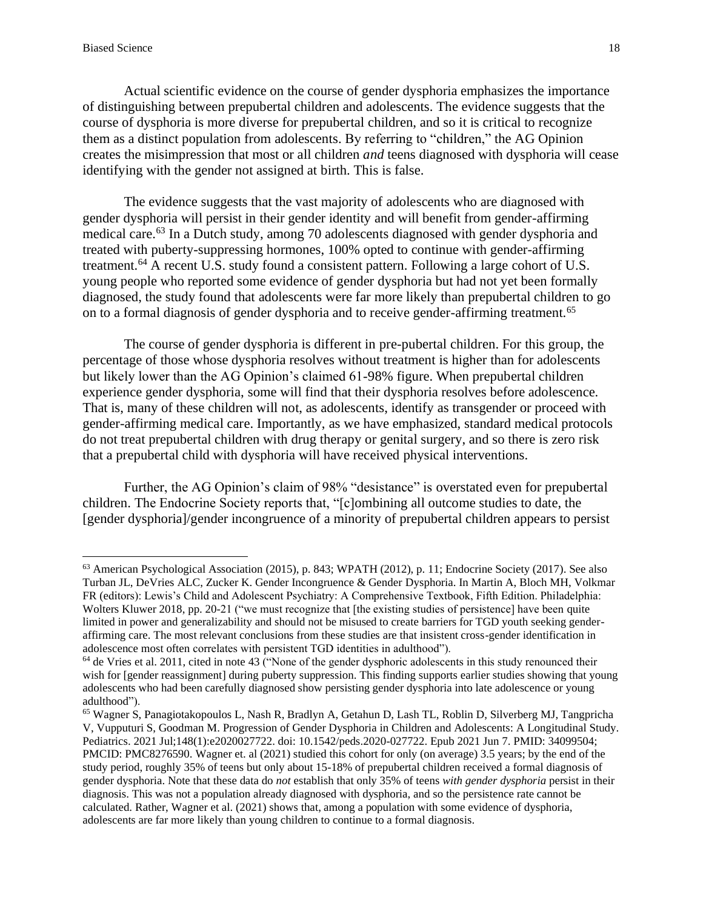Actual scientific evidence on the course of gender dysphoria emphasizes the importance of distinguishing between prepubertal children and adolescents. The evidence suggests that the course of dysphoria is more diverse for prepubertal children, and so it is critical to recognize them as a distinct population from adolescents. By referring to "children," the AG Opinion creates the misimpression that most or all children *and* teens diagnosed with dysphoria will cease identifying with the gender not assigned at birth. This is false.

The evidence suggests that the vast majority of adolescents who are diagnosed with gender dysphoria will persist in their gender identity and will benefit from gender-affirming medical care.[63] In a Dutch study, among 70 adolescents diagnosed with gender dysphoria and treated with puberty-suppressing hormones, 100% opted to continue with gender-affirming treatment.[64] A recent U.S. study found a consistent pattern. Following a large cohort of U.S. young people who reported some evidence of gender dysphoria but had not yet been formally diagnosed, the study found that adolescents were far more likely than prepubertal children to go on to a formal diagnosis of gender dysphoria and to receive gender-affirming treatment.[65]

The course of gender dysphoria is different in pre-pubertal children. For this group, the percentage of those whose dysphoria resolves without treatment is higher than for adolescents but likely lower than the AG Opinion's claimed 61-98% figure. When prepubertal children experience gender dysphoria, some will find that their dysphoria resolves before adolescence. That is, many of these children will not, as adolescents, identify as transgender or proceed with gender-affirming medical care. Importantly, as we have emphasized, standard medical protocols do not treat prepubertal children with drug therapy or genital surgery, and so there is zero risk that a prepubertal child with dysphoria will have received physical interventions.

Further, the AG Opinion's claim of 98% "desistance" is overstated even for prepubertal children. The Endocrine Society reports that, "[c]ombining all outcome studies to date, the [gender dysphoria]/gender incongruence of a minority of prepubertal children appears to persist

---

[63] American Psychological Association (2015), p. 843; WPATH (2012), p. 11; Endocrine Society (2017). See also Turban JL, DeVries ALC, Zucker K. Gender Incongruence & Gender Dysphoria. In Martin A, Bloch MH, Volkmar FR (editors): Lewis's Child and Adolescent Psychiatry: A Comprehensive Textbook, Fifth Edition. Philadelphia: Wolters Kluwer 2018, pp. 20-21 ("we must recognize that [the existing studies of persistence] have been quite limited in power and generalizability and should not be misused to create barriers for TGD youth seeking gender-affirming care. The most relevant conclusions from these studies are that insistent cross-gender identification in adolescence most often correlates with persistent TGD identities in adulthood").

[64] de Vries et al. 2011, cited in note 43 ("None of the gender dysphoric adolescents in this study renounced their wish for [gender reassignment] during puberty suppression. This finding supports earlier studies showing that young adolescents who had been carefully diagnosed show persisting gender dysphoria into late adolescence or young adulthood").

[65] Wagner S, Panagiotakopoulos L, Nash R, Bradlyn A, Getahun D, Lash TL, Roblin D, Silverberg MJ, Tangpricha V, Vupputuri S, Goodman M. Progression of Gender Dysphoria in Children and Adolescents: A Longitudinal Study. Pediatrics. 2021 Jul;148(1):e2020027722. doi: 10.1542/peds.2020-027722. Epub 2021 Jun 7. PMID: 34099504; PMCID: PMC8276590. Wagner et. al (2021) studied this cohort for only (on average) 3.5 years; by the end of the study period, roughly 35% of teens but only about 15-18% of prepubertal children received a formal diagnosis of gender dysphoria. Note that these data do *not* establish that only 35% of teens *with gender dysphoria* persist in their diagnosis. This was not a population already diagnosed with dysphoria, and so the persistence rate cannot be calculated. Rather, Wagner et al. (2021) shows that, among a population with some evidence of dysphoria, adolescents are far more likely than young children to continue to a formal diagnosis.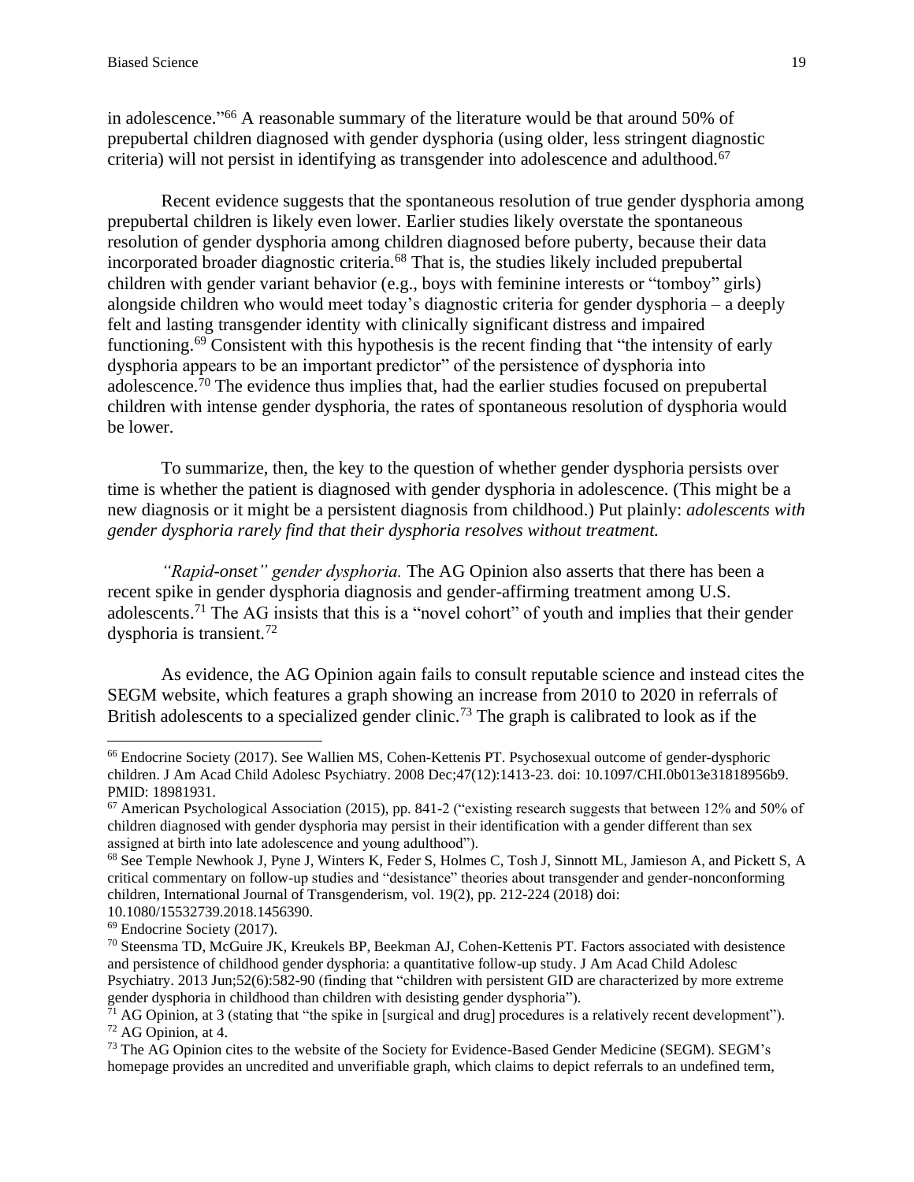in adolescence."[66] A reasonable summary of the literature would be that around 50% of prepubertal children diagnosed with gender dysphoria (using older, less stringent diagnostic criteria) will not persist in identifying as transgender into adolescence and adulthood.[67]

Recent evidence suggests that the spontaneous resolution of true gender dysphoria among prepubertal children is likely even lower. Earlier studies likely overstate the spontaneous resolution of gender dysphoria among children diagnosed before puberty, because their data incorporated broader diagnostic criteria.[68] That is, the studies likely included prepubertal children with gender variant behavior (e.g., boys with feminine interests or "tomboy" girls) alongside children who would meet today's diagnostic criteria for gender dysphoria – a deeply felt and lasting transgender identity with clinically significant distress and impaired functioning.[69] Consistent with this hypothesis is the recent finding that "the intensity of early dysphoria appears to be an important predictor" of the persistence of dysphoria into adolescence.[70] The evidence thus implies that, had the earlier studies focused on prepubertal children with intense gender dysphoria, the rates of spontaneous resolution of dysphoria would be lower.

To summarize, then, the key to the question of whether gender dysphoria persists over time is whether the patient is diagnosed with gender dysphoria in adolescence. (This might be a new diagnosis or it might be a persistent diagnosis from childhood.) Put plainly: *adolescents with gender dysphoria rarely find that their dysphoria resolves without treatment.*

*"Rapid-onset" gender dysphoria.* The AG Opinion also asserts that there has been a recent spike in gender dysphoria diagnosis and gender-affirming treatment among U.S. adolescents.[71] The AG insists that this is a "novel cohort" of youth and implies that their gender dysphoria is transient.[72]

As evidence, the AG Opinion again fails to consult reputable science and instead cites the SEGM website, which features a graph showing an increase from 2010 to 2020 in referrals of British adolescents to a specialized gender clinic.[73] The graph is calibrated to look as if the

---

[66] Endocrine Society (2017). See Wallien MS, Cohen-Kettenis PT. Psychosexual outcome of gender-dysphoric children. J Am Acad Child Adolesc Psychiatry. 2008 Dec;47(12):1413-23. doi: 10.1097/CHI.0b013e31818956b9. PMID: 18981931.

[67] American Psychological Association (2015), pp. 841-2 ("existing research suggests that between 12% and 50% of children diagnosed with gender dysphoria may persist in their identification with a gender different than sex assigned at birth into late adolescence and young adulthood").

[68] See Temple Newhook J, Pyne J, Winters K, Feder S, Holmes C, Tosh J, Sinnott ML, Jamieson A, and Pickett S, A critical commentary on follow-up studies and "desistance" theories about transgender and gender-nonconforming children, International Journal of Transgenderism, vol. 19(2), pp. 212-224 (2018) doi: 10.1080/15532739.2018.1456390.

[69] Endocrine Society (2017).

[70] Steensma TD, McGuire JK, Kreukels BP, Beekman AJ, Cohen-Kettenis PT. Factors associated with desistence and persistence of childhood gender dysphoria: a quantitative follow-up study. J Am Acad Child Adolesc Psychiatry. 2013 Jun;52(6):582-90 (finding that "children with persistent GID are characterized by more extreme gender dysphoria in childhood than children with desisting gender dysphoria").

[71] AG Opinion, at 3 (stating that "the spike in [surgical and drug] procedures is a relatively recent development").

[72] AG Opinion, at 4.

[73] The AG Opinion cites to the website of the Society for Evidence-Based Gender Medicine (SEGM). SEGM's homepage provides an uncredited and unverifiable graph, which claims to depict referrals to an undefined term,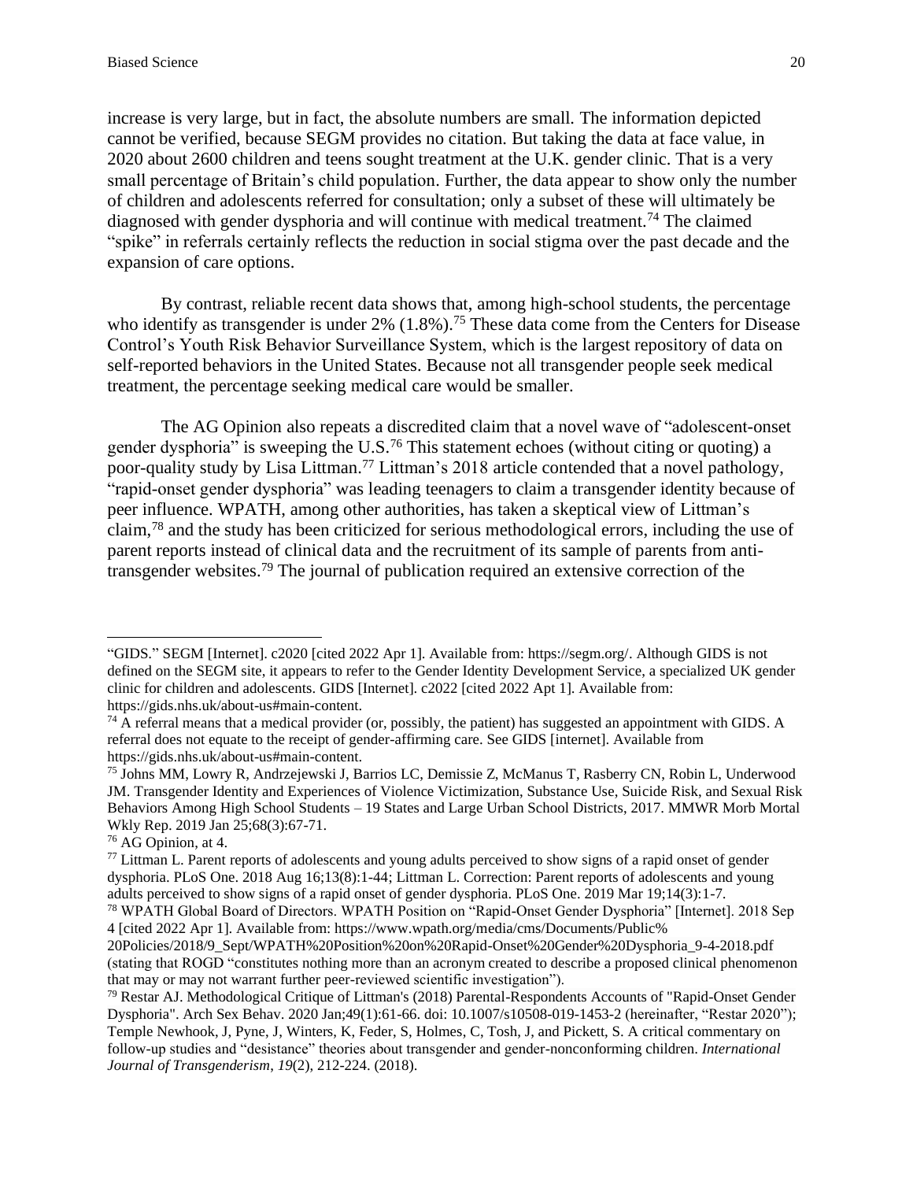increase is very large, but in fact, the absolute numbers are small. The information depicted cannot be verified, because SEGM provides no citation. But taking the data at face value, in 2020 about 2600 children and teens sought treatment at the U.K. gender clinic. That is a very small percentage of Britain's child population. Further, the data appear to show only the number of children and adolescents referred for consultation; only a subset of these will ultimately be diagnosed with gender dysphoria and will continue with medical treatment.[74] The claimed "spike" in referrals certainly reflects the reduction in social stigma over the past decade and the expansion of care options.

By contrast, reliable recent data shows that, among high-school students, the percentage who identify as transgender is under 2% (1.8%).[75] These data come from the Centers for Disease Control's Youth Risk Behavior Surveillance System, which is the largest repository of data on self-reported behaviors in the United States. Because not all transgender people seek medical treatment, the percentage seeking medical care would be smaller.

The AG Opinion also repeats a discredited claim that a novel wave of "adolescent-onset gender dysphoria" is sweeping the U.S.[76] This statement echoes (without citing or quoting) a poor-quality study by Lisa Littman.[77] Littman's 2018 article contended that a novel pathology, "rapid-onset gender dysphoria" was leading teenagers to claim a transgender identity because of peer influence. WPATH, among other authorities, has taken a skeptical view of Littman's claim,[78] and the study has been criticized for serious methodological errors, including the use of parent reports instead of clinical data and the recruitment of its sample of parents from anti-transgender websites.[79] The journal of publication required an extensive correction of the

---

"GIDS." SEGM [Internet]. c2020 [cited 2022 Apr 1]. Available from: https://segm.org/. Although GIDS is not defined on the SEGM site, it appears to refer to the Gender Identity Development Service, a specialized UK gender clinic for children and adolescents. GIDS [Internet]. c2022 [cited 2022 Apt 1]. Available from: https://gids.nhs.uk/about-us#main-content.

[74] A referral means that a medical provider (or, possibly, the patient) has suggested an appointment with GIDS. A referral does not equate to the receipt of gender-affirming care. See GIDS [internet]. Available from https://gids.nhs.uk/about-us#main-content.

[75] Johns MM, Lowry R, Andrzejewski J, Barrios LC, Demissie Z, McManus T, Rasberry CN, Robin L, Underwood JM. Transgender Identity and Experiences of Violence Victimization, Substance Use, Suicide Risk, and Sexual Risk Behaviors Among High School Students – 19 States and Large Urban School Districts, 2017. MMWR Morb Mortal Wkly Rep. 2019 Jan 25;68(3):67-71.

[76] AG Opinion, at 4.

[77] Littman L. Parent reports of adolescents and young adults perceived to show signs of a rapid onset of gender dysphoria. PLoS One. 2018 Aug 16;13(8):1-44; Littman L. Correction: Parent reports of adolescents and young adults perceived to show signs of a rapid onset of gender dysphoria. PLoS One. 2019 Mar 19;14(3):1-7.

[78] WPATH Global Board of Directors. WPATH Position on "Rapid-Onset Gender Dysphoria" [Internet]. 2018 Sep 4 [cited 2022 Apr 1]. Available from: https://www.wpath.org/media/cms/Documents/Public%20Policies/2018/9_Sept/WPATH%20Position%20on%20Rapid-Onset%20Gender%20Dysphoria_9-4-2018.pdf (stating that ROGD "constitutes nothing more than an acronym created to describe a proposed clinical phenomenon that may or may not warrant further peer-reviewed scientific investigation").

[79] Restar AJ. Methodological Critique of Littman's (2018) Parental-Respondents Accounts of "Rapid-Onset Gender Dysphoria". Arch Sex Behav. 2020 Jan;49(1):61-66. doi: 10.1007/s10508-019-1453-2 (hereinafter, "Restar 2020"); Temple Newhook, J, Pyne, J, Winters, K, Feder, S, Holmes, C, Tosh, J, and Pickett, S. A critical commentary on follow-up studies and "desistance" theories about transgender and gender-nonconforming children. *International Journal of Transgenderism*, *19*(2), 212-224. (2018).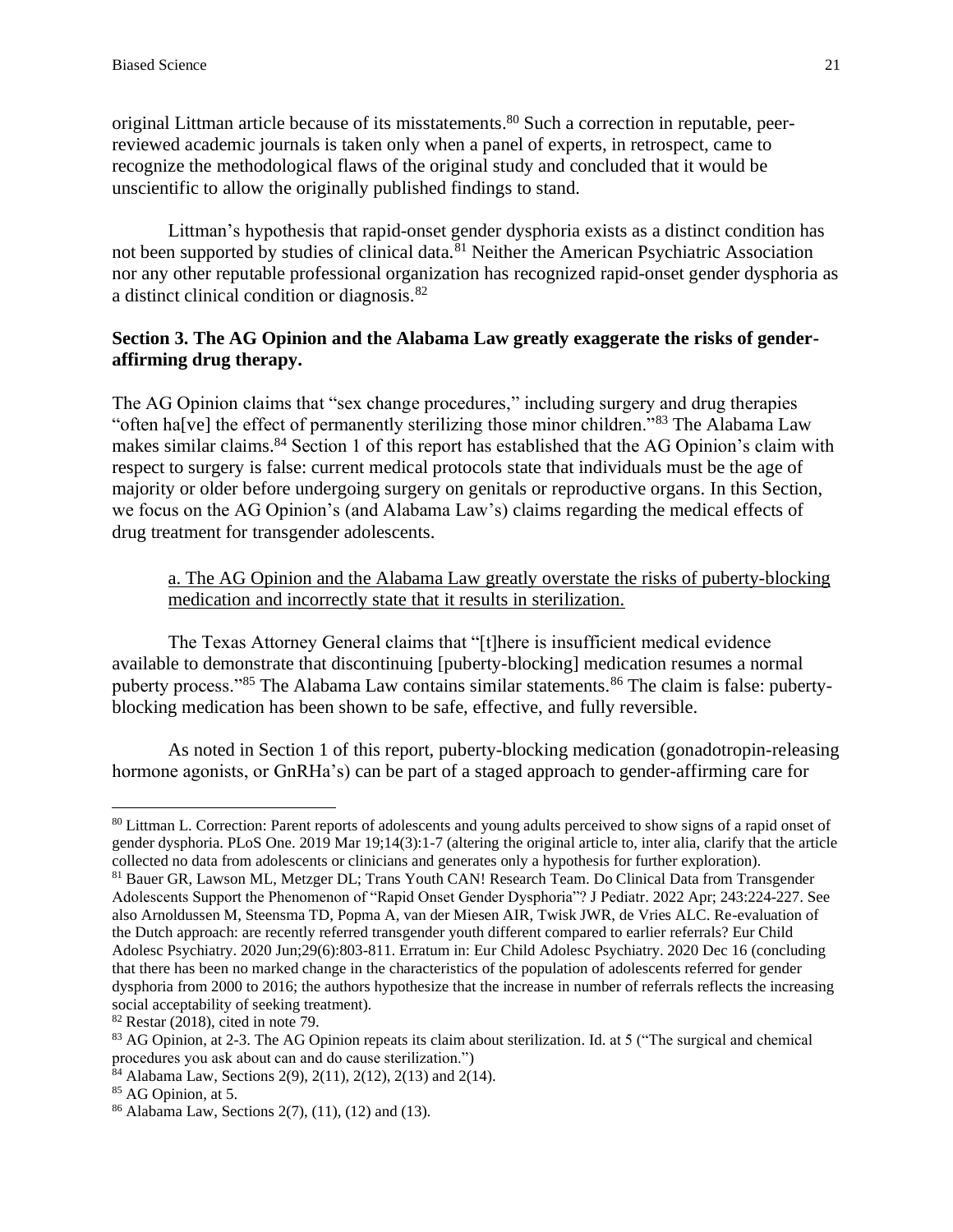original Littman article because of its misstatements.[80] Such a correction in reputable, peer-reviewed academic journals is taken only when a panel of experts, in retrospect, came to recognize the methodological flaws of the original study and concluded that it would be unscientific to allow the originally published findings to stand.

Littman's hypothesis that rapid-onset gender dysphoria exists as a distinct condition has not been supported by studies of clinical data.[81] Neither the American Psychiatric Association nor any other reputable professional organization has recognized rapid-onset gender dysphoria as a distinct clinical condition or diagnosis.[82]

**Section 3. The AG Opinion and the Alabama Law greatly exaggerate the risks of gender-affirming drug therapy.**

The AG Opinion claims that "sex change procedures," including surgery and drug therapies "often ha[ve] the effect of permanently sterilizing those minor children."[83] The Alabama Law makes similar claims.[84] Section 1 of this report has established that the AG Opinion's claim with respect to surgery is false: current medical protocols state that individuals must be the age of majority or older before undergoing surgery on genitals or reproductive organs. In this Section, we focus on the AG Opinion's (and Alabama Law's) claims regarding the medical effects of drug treatment for transgender adolescents.

<u>a. The AG Opinion and the Alabama Law greatly overstate the risks of puberty-blocking medication and incorrectly state that it results in sterilization.</u>

The Texas Attorney General claims that "[t]here is insufficient medical evidence available to demonstrate that discontinuing [puberty-blocking] medication resumes a normal puberty process."[85] The Alabama Law contains similar statements.[86] The claim is false: puberty-blocking medication has been shown to be safe, effective, and fully reversible.

As noted in Section 1 of this report, puberty-blocking medication (gonadotropin-releasing hormone agonists, or GnRHa's) can be part of a staged approach to gender-affirming care for

---

[80] Littman L. Correction: Parent reports of adolescents and young adults perceived to show signs of a rapid onset of gender dysphoria. PLoS One. 2019 Mar 19;14(3):1-7 (altering the original article to, inter alia, clarify that the article collected no data from adolescents or clinicians and generates only a hypothesis for further exploration).

[81] Bauer GR, Lawson ML, Metzger DL; Trans Youth CAN! Research Team. Do Clinical Data from Transgender Adolescents Support the Phenomenon of "Rapid Onset Gender Dysphoria"? J Pediatr. 2022 Apr; 243:224-227. See also Arnoldussen M, Steensma TD, Popma A, van der Miesen AIR, Twisk JWR, de Vries ALC. Re-evaluation of the Dutch approach: are recently referred transgender youth different compared to earlier referrals? Eur Child Adolesc Psychiatry. 2020 Jun;29(6):803-811. Erratum in: Eur Child Adolesc Psychiatry. 2020 Dec 16 (concluding that there has been no marked change in the characteristics of the population of adolescents referred for gender dysphoria from 2000 to 2016; the authors hypothesize that the increase in number of referrals reflects the increasing social acceptability of seeking treatment).

[82] Restar (2018), cited in note 79.

[83] AG Opinion, at 2-3. The AG Opinion repeats its claim about sterilization. Id. at 5 ("The surgical and chemical procedures you ask about can and do cause sterilization.")

[84] Alabama Law, Sections 2(9), 2(11), 2(12), 2(13) and 2(14).

[85] AG Opinion, at 5.

[86] Alabama Law, Sections 2(7), (11), (12) and (13).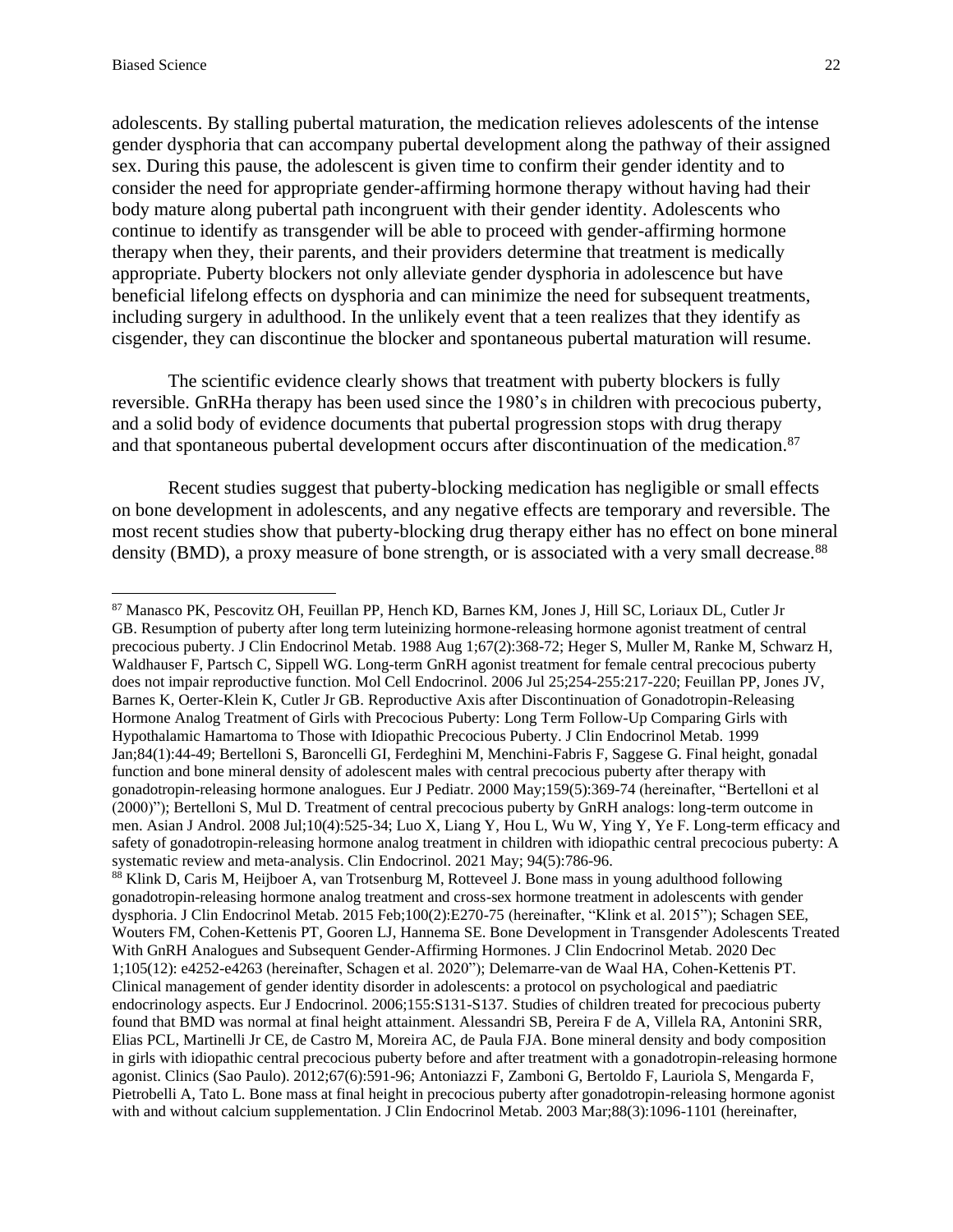adolescents. By stalling pubertal maturation, the medication relieves adolescents of the intense gender dysphoria that can accompany pubertal development along the pathway of their assigned sex. During this pause, the adolescent is given time to confirm their gender identity and to consider the need for appropriate gender-affirming hormone therapy without having had their body mature along pubertal path incongruent with their gender identity. Adolescents who continue to identify as transgender will be able to proceed with gender-affirming hormone therapy when they, their parents, and their providers determine that treatment is medically appropriate. Puberty blockers not only alleviate gender dysphoria in adolescence but have beneficial lifelong effects on dysphoria and can minimize the need for subsequent treatments, including surgery in adulthood. In the unlikely event that a teen realizes that they identify as cisgender, they can discontinue the blocker and spontaneous pubertal maturation will resume.

The scientific evidence clearly shows that treatment with puberty blockers is fully reversible. GnRHa therapy has been used since the 1980's in children with precocious puberty, and a solid body of evidence documents that pubertal progression stops with drug therapy and that spontaneous pubertal development occurs after discontinuation of the medication.[87]

Recent studies suggest that puberty-blocking medication has negligible or small effects on bone development in adolescents, and any negative effects are temporary and reversible. The most recent studies show that puberty-blocking drug therapy either has no effect on bone mineral density (BMD), a proxy measure of bone strength, or is associated with a very small decrease.[88]

---

[87] Manasco PK, Pescovitz OH, Feuillan PP, Hench KD, Barnes KM, Jones J, Hill SC, Loriaux DL, Cutler Jr GB. Resumption of puberty after long term luteinizing hormone-releasing hormone agonist treatment of central precocious puberty. J Clin Endocrinol Metab. 1988 Aug 1;67(2):368-72; Heger S, Muller M, Ranke M, Schwarz H, Waldhauser F, Partsch C, Sippell WG. Long-term GnRH agonist treatment for female central precocious puberty does not impair reproductive function. Mol Cell Endocrinol. 2006 Jul 25;254-255:217-220; Feuillan PP, Jones JV, Barnes K, Oerter-Klein K, Cutler Jr GB. Reproductive Axis after Discontinuation of Gonadotropin-Releasing Hormone Analog Treatment of Girls with Precocious Puberty: Long Term Follow-Up Comparing Girls with Hypothalamic Hamartoma to Those with Idiopathic Precocious Puberty. J Clin Endocrinol Metab. 1999 Jan;84(1):44-49; Bertelloni S, Baroncelli GI, Ferdeghini M, Menchini-Fabris F, Saggese G. Final height, gonadal function and bone mineral density of adolescent males with central precocious puberty after therapy with gonadotropin-releasing hormone analogues. Eur J Pediatr. 2000 May;159(5):369-74 (hereinafter, "Bertelloni et al (2000)"); Bertelloni S, Mul D. Treatment of central precocious puberty by GnRH analogs: long-term outcome in men. Asian J Androl. 2008 Jul;10(4):525-34; Luo X, Liang Y, Hou L, Wu W, Ying Y, Ye F. Long-term efficacy and safety of gonadotropin-releasing hormone analog treatment in children with idiopathic central precocious puberty: A systematic review and meta-analysis. Clin Endocrinol. 2021 May; 94(5):786-96.

[88] Klink D, Caris M, Heijboer A, van Trotsenburg M, Rotteveel J. Bone mass in young adulthood following gonadotropin-releasing hormone analog treatment and cross-sex hormone treatment in adolescents with gender dysphoria. J Clin Endocrinol Metab. 2015 Feb;100(2):E270-75 (hereinafter, "Klink et al. 2015"); Schagen SEE, Wouters FM, Cohen-Kettenis PT, Gooren LJ, Hannema SE. Bone Development in Transgender Adolescents Treated With GnRH Analogues and Subsequent Gender-Affirming Hormones. J Clin Endocrinol Metab. 2020 Dec 1;105(12): e4252-e4263 (hereinafter, Schagen et al. 2020"); Delemarre-van de Waal HA, Cohen-Kettenis PT. Clinical management of gender identity disorder in adolescents: a protocol on psychological and paediatric endocrinology aspects. Eur J Endocrinol. 2006;155:S131-S137. Studies of children treated for precocious puberty found that BMD was normal at final height attainment. Alessandri SB, Pereira F de A, Villela RA, Antonini SRR, Elias PCL, Martinelli Jr CE, de Castro M, Moreira AC, de Paula FJA. Bone mineral density and body composition in girls with idiopathic central precocious puberty before and after treatment with a gonadotropin-releasing hormone agonist. Clinics (Sao Paulo). 2012;67(6):591-96; Antoniazzi F, Zamboni G, Bertoldo F, Lauriola S, Mengarda F, Pietrobelli A, Tato L. Bone mass at final height in precocious puberty after gonadotropin-releasing hormone agonist with and without calcium supplementation. J Clin Endocrinol Metab. 2003 Mar;88(3):1096-1101 (hereinafter,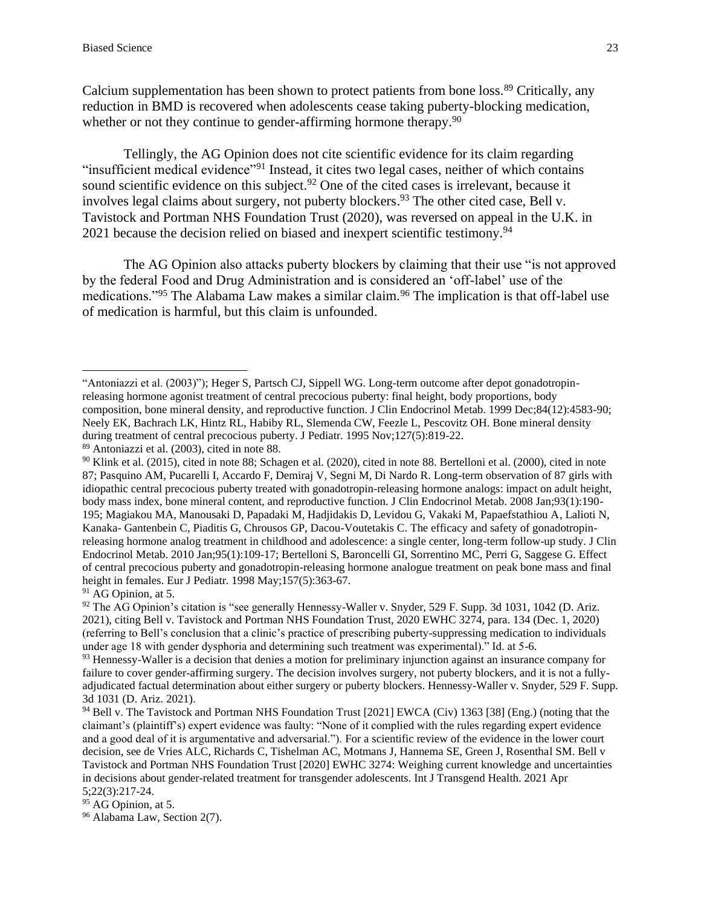Calcium supplementation has been shown to protect patients from bone loss.[89] Critically, any reduction in BMD is recovered when adolescents cease taking puberty-blocking medication, whether or not they continue to gender-affirming hormone therapy.[90]

Tellingly, the AG Opinion does not cite scientific evidence for its claim regarding "insufficient medical evidence"[91] Instead, it cites two legal cases, neither of which contains sound scientific evidence on this subject.[92] One of the cited cases is irrelevant, because it involves legal claims about surgery, not puberty blockers.[93] The other cited case, Bell v. Tavistock and Portman NHS Foundation Trust (2020), was reversed on appeal in the U.K. in 2021 because the decision relied on biased and inexpert scientific testimony.[94]

The AG Opinion also attacks puberty blockers by claiming that their use "is not approved by the federal Food and Drug Administration and is considered an 'off-label' use of the medications."[95] The Alabama Law makes a similar claim.[96] The implication is that off-label use of medication is harmful, but this claim is unfounded.

---

"Antoniazzi et al. (2003)"); Heger S, Partsch CJ, Sippell WG. Long-term outcome after depot gonadotropin-releasing hormone agonist treatment of central precocious puberty: final height, body proportions, body composition, bone mineral density, and reproductive function. J Clin Endocrinol Metab. 1999 Dec;84(12):4583-90; Neely EK, Bachrach LK, Hintz RL, Habiby RL, Slemenda CW, Feezle L, Pescovitz OH. Bone mineral density during treatment of central precocious puberty. J Pediatr. 1995 Nov;127(5):819-22.

[89] Antoniazzi et al. (2003), cited in note 88.

[90] Klink et al. (2015), cited in note 88; Schagen et al. (2020), cited in note 88. Bertelloni et al. (2000), cited in note 87; Pasquino AM, Pucarelli I, Accardo F, Demiraj V, Segni M, Di Nardo R. Long-term observation of 87 girls with idiopathic central precocious puberty treated with gonadotropin-releasing hormone analogs: impact on adult height, body mass index, bone mineral content, and reproductive function. J Clin Endocrinol Metab. 2008 Jan;93(1):190-195; Magiakou MA, Manousaki D, Papadaki M, Hadjidakis D, Levidou G, Vakaki M, Papaefstathiou A, Lalioti N, Kanaka- Gantenbein C, Piaditis G, Chrousos GP, Dacou-Voutetakis C. The efficacy and safety of gonadotropin-releasing hormone analog treatment in childhood and adolescence: a single center, long-term follow-up study. J Clin Endocrinol Metab. 2010 Jan;95(1):109-17; Bertelloni S, Baroncelli GI, Sorrentino MC, Perri G, Saggese G. Effect of central precocious puberty and gonadotropin-releasing hormone analogue treatment on peak bone mass and final height in females. Eur J Pediatr. 1998 May;157(5):363-67.

[91] AG Opinion, at 5.

[92] The AG Opinion's citation is "see generally Hennessy-Waller v. Snyder, 529 F. Supp. 3d 1031, 1042 (D. Ariz. 2021), citing Bell v. Tavistock and Portman NHS Foundation Trust, 2020 EWHC 3274, para. 134 (Dec. 1, 2020) (referring to Bell's conclusion that a clinic's practice of prescribing puberty-suppressing medication to individuals under age 18 with gender dysphoria and determining such treatment was experimental)." Id. at 5-6.

[93] Hennessy-Waller is a decision that denies a motion for preliminary injunction against an insurance company for failure to cover gender-affirming surgery. The decision involves surgery, not puberty blockers, and it is not a fully-adjudicated factual determination about either surgery or puberty blockers. Hennessy-Waller v. Snyder, 529 F. Supp. 3d 1031 (D. Ariz. 2021).

[94] Bell v. The Tavistock and Portman NHS Foundation Trust [2021] EWCA (Civ) 1363 [38] (Eng.) (noting that the claimant's (plaintiff's) expert evidence was faulty: "None of it complied with the rules regarding expert evidence and a good deal of it is argumentative and adversarial."). For a scientific review of the evidence in the lower court decision, see de Vries ALC, Richards C, Tishelman AC, Motmans J, Hannema SE, Green J, Rosenthal SM. Bell v Tavistock and Portman NHS Foundation Trust [2020] EWHC 3274: Weighing current knowledge and uncertainties in decisions about gender-related treatment for transgender adolescents. Int J Transgend Health. 2021 Apr 5;22(3):217-24.

[95] AG Opinion, at 5.

[96] Alabama Law, Section 2(7).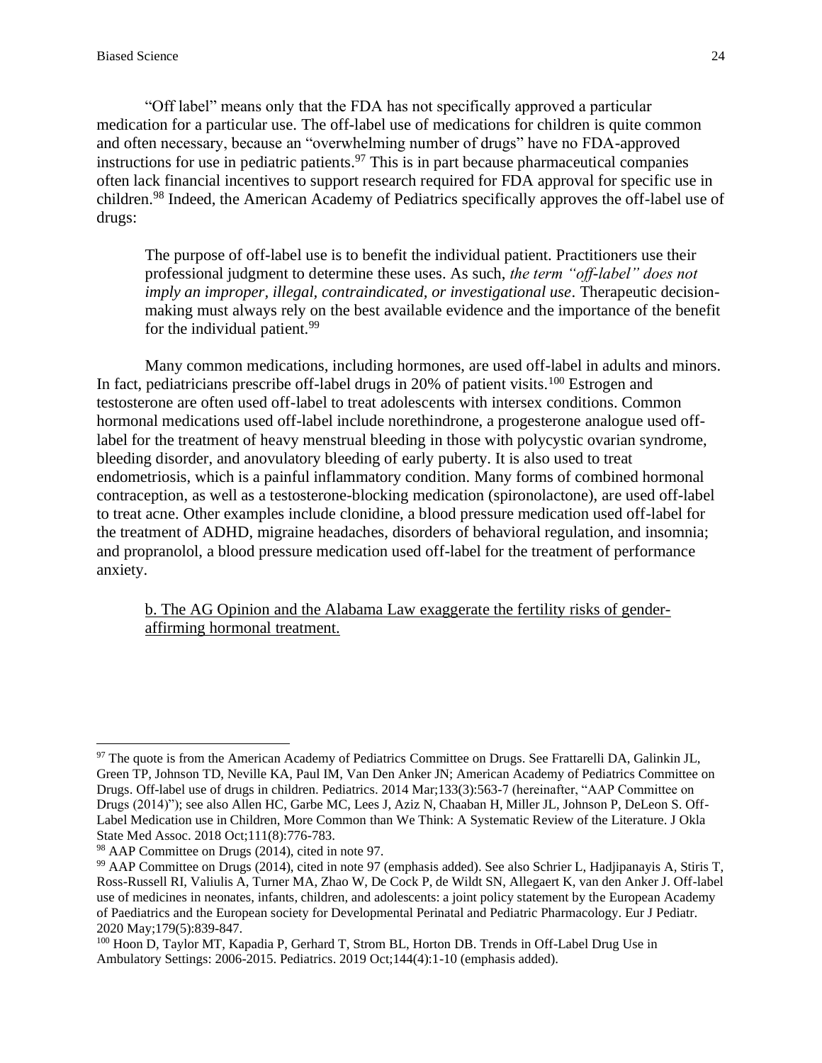"Off label" means only that the FDA has not specifically approved a particular medication for a particular use. The off-label use of medications for children is quite common and often necessary, because an "overwhelming number of drugs" have no FDA-approved instructions for use in pediatric patients.[97] This is in part because pharmaceutical companies often lack financial incentives to support research required for FDA approval for specific use in children.[98] Indeed, the American Academy of Pediatrics specifically approves the off-label use of drugs:

> The purpose of off-label use is to benefit the individual patient. Practitioners use their professional judgment to determine these uses. As such, *the term "off-label" does not imply an improper, illegal, contraindicated, or investigational use*. Therapeutic decision-making must always rely on the best available evidence and the importance of the benefit for the individual patient.[99]

Many common medications, including hormones, are used off-label in adults and minors. In fact, pediatricians prescribe off-label drugs in 20% of patient visits.[100] Estrogen and testosterone are often used off-label to treat adolescents with intersex conditions. Common hormonal medications used off-label include norethindrone, a progesterone analogue used off-label for the treatment of heavy menstrual bleeding in those with polycystic ovarian syndrome, bleeding disorder, and anovulatory bleeding of early puberty. It is also used to treat endometriosis, which is a painful inflammatory condition. Many forms of combined hormonal contraception, as well as a testosterone-blocking medication (spironolactone), are used off-label to treat acne. Other examples include clonidine, a blood pressure medication used off-label for the treatment of ADHD, migraine headaches, disorders of behavioral regulation, and insomnia; and propranolol, a blood pressure medication used off-label for the treatment of performance anxiety.

<u>b. The AG Opinion and the Alabama Law exaggerate the fertility risks of gender-affirming hormonal treatment.</u>

---

[97] The quote is from the American Academy of Pediatrics Committee on Drugs. See Frattarelli DA, Galinkin JL, Green TP, Johnson TD, Neville KA, Paul IM, Van Den Anker JN; American Academy of Pediatrics Committee on Drugs. Off-label use of drugs in children. Pediatrics. 2014 Mar;133(3):563-7 (hereinafter, "AAP Committee on Drugs (2014)"); see also Allen HC, Garbe MC, Lees J, Aziz N, Chaaban H, Miller JL, Johnson P, DeLeon S. Off-Label Medication use in Children, More Common than We Think: A Systematic Review of the Literature. J Okla State Med Assoc. 2018 Oct;111(8):776-783.

[98] AAP Committee on Drugs (2014), cited in note 97.

[99] AAP Committee on Drugs (2014), cited in note 97 (emphasis added). See also Schrier L, Hadjipanayis A, Stiris T, Ross-Russell RI, Valiulis A, Turner MA, Zhao W, De Cock P, de Wildt SN, Allegaert K, van den Anker J. Off-label use of medicines in neonates, infants, children, and adolescents: a joint policy statement by the European Academy of Paediatrics and the European society for Developmental Perinatal and Pediatric Pharmacology. Eur J Pediatr. 2020 May;179(5):839-847.

[100] Hoon D, Taylor MT, Kapadia P, Gerhard T, Strom BL, Horton DB. Trends in Off-Label Drug Use in Ambulatory Settings: 2006-2015. Pediatrics. 2019 Oct;144(4):1-10 (emphasis added).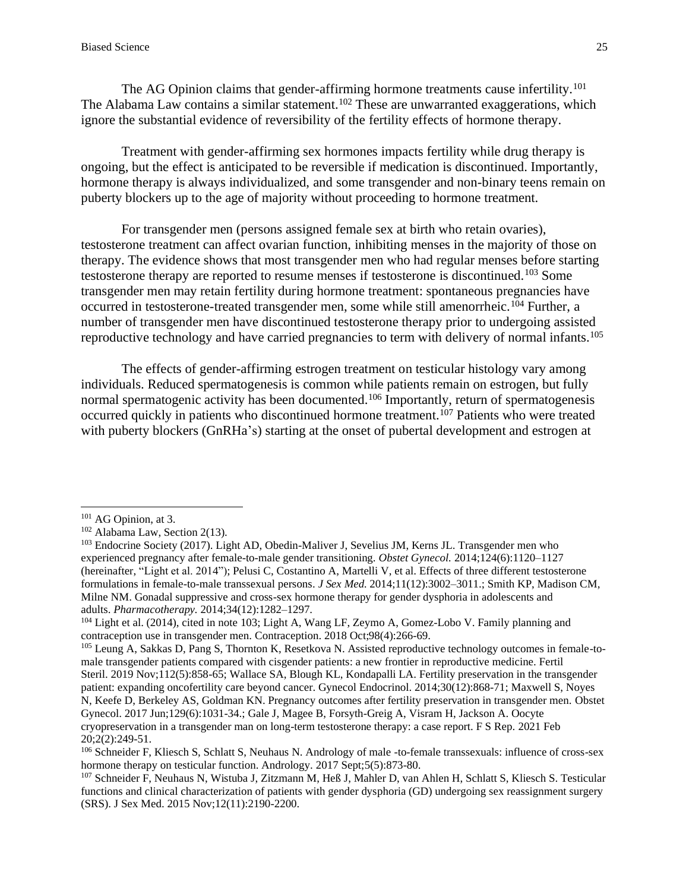The AG Opinion claims that gender-affirming hormone treatments cause infertility.[101] The Alabama Law contains a similar statement.[102] These are unwarranted exaggerations, which ignore the substantial evidence of reversibility of the fertility effects of hormone therapy.

Treatment with gender-affirming sex hormones impacts fertility while drug therapy is ongoing, but the effect is anticipated to be reversible if medication is discontinued. Importantly, hormone therapy is always individualized, and some transgender and non-binary teens remain on puberty blockers up to the age of majority without proceeding to hormone treatment.

For transgender men (persons assigned female sex at birth who retain ovaries), testosterone treatment can affect ovarian function, inhibiting menses in the majority of those on therapy. The evidence shows that most transgender men who had regular menses before starting testosterone therapy are reported to resume menses if testosterone is discontinued.[103] Some transgender men may retain fertility during hormone treatment: spontaneous pregnancies have occurred in testosterone-treated transgender men, some while still amenorrheic.[104] Further, a number of transgender men have discontinued testosterone therapy prior to undergoing assisted reproductive technology and have carried pregnancies to term with delivery of normal infants.[105]

The effects of gender-affirming estrogen treatment on testicular histology vary among individuals. Reduced spermatogenesis is common while patients remain on estrogen, but fully normal spermatogenic activity has been documented.[106] Importantly, return of spermatogenesis occurred quickly in patients who discontinued hormone treatment.[107] Patients who were treated with puberty blockers (GnRHa's) starting at the onset of pubertal development and estrogen at

---

[101] AG Opinion, at 3.

[102] Alabama Law, Section 2(13).

[103] Endocrine Society (2017). Light AD, Obedin-Maliver J, Sevelius JM, Kerns JL. Transgender men who experienced pregnancy after female-to-male gender transitioning. *Obstet Gynecol.* 2014;124(6):1120–1127 (hereinafter, "Light et al. 2014"); Pelusi C, Costantino A, Martelli V, et al. Effects of three different testosterone formulations in female-to-male transsexual persons. *J Sex Med.* 2014;11(12):3002–3011.; Smith KP, Madison CM, Milne NM. Gonadal suppressive and cross-sex hormone therapy for gender dysphoria in adolescents and adults. *Pharmacotherapy.* 2014;34(12):1282–1297.

[104] Light et al. (2014), cited in note 103; Light A, Wang LF, Zeymo A, Gomez-Lobo V. Family planning and contraception use in transgender men. Contraception. 2018 Oct;98(4):266-69.

[105] Leung A, Sakkas D, Pang S, Thornton K, Resetkova N. Assisted reproductive technology outcomes in female-to-male transgender patients compared with cisgender patients: a new frontier in reproductive medicine. Fertil Steril. 2019 Nov;112(5):858-65; Wallace SA, Blough KL, Kondapalli LA. Fertility preservation in the transgender patient: expanding oncofertility care beyond cancer. Gynecol Endocrinol. 2014;30(12):868-71; Maxwell S, Noyes N, Keefe D, Berkeley AS, Goldman KN. Pregnancy outcomes after fertility preservation in transgender men. Obstet Gynecol. 2017 Jun;129(6):1031-34.; Gale J, Magee B, Forsyth-Greig A, Visram H, Jackson A. Oocyte cryopreservation in a transgender man on long-term testosterone therapy: a case report. F S Rep. 2021 Feb 20;2(2):249-51.

[106] Schneider F, Kliesch S, Schlatt S, Neuhaus N. Andrology of male -to-female transsexuals: influence of cross-sex hormone therapy on testicular function. Andrology. 2017 Sept;5(5):873-80.

[107] Schneider F, Neuhaus N, Wistuba J, Zitzmann M, Heß J, Mahler D, van Ahlen H, Schlatt S, Kliesch S. Testicular functions and clinical characterization of patients with gender dysphoria (GD) undergoing sex reassignment surgery (SRS). J Sex Med. 2015 Nov;12(11):2190-2200.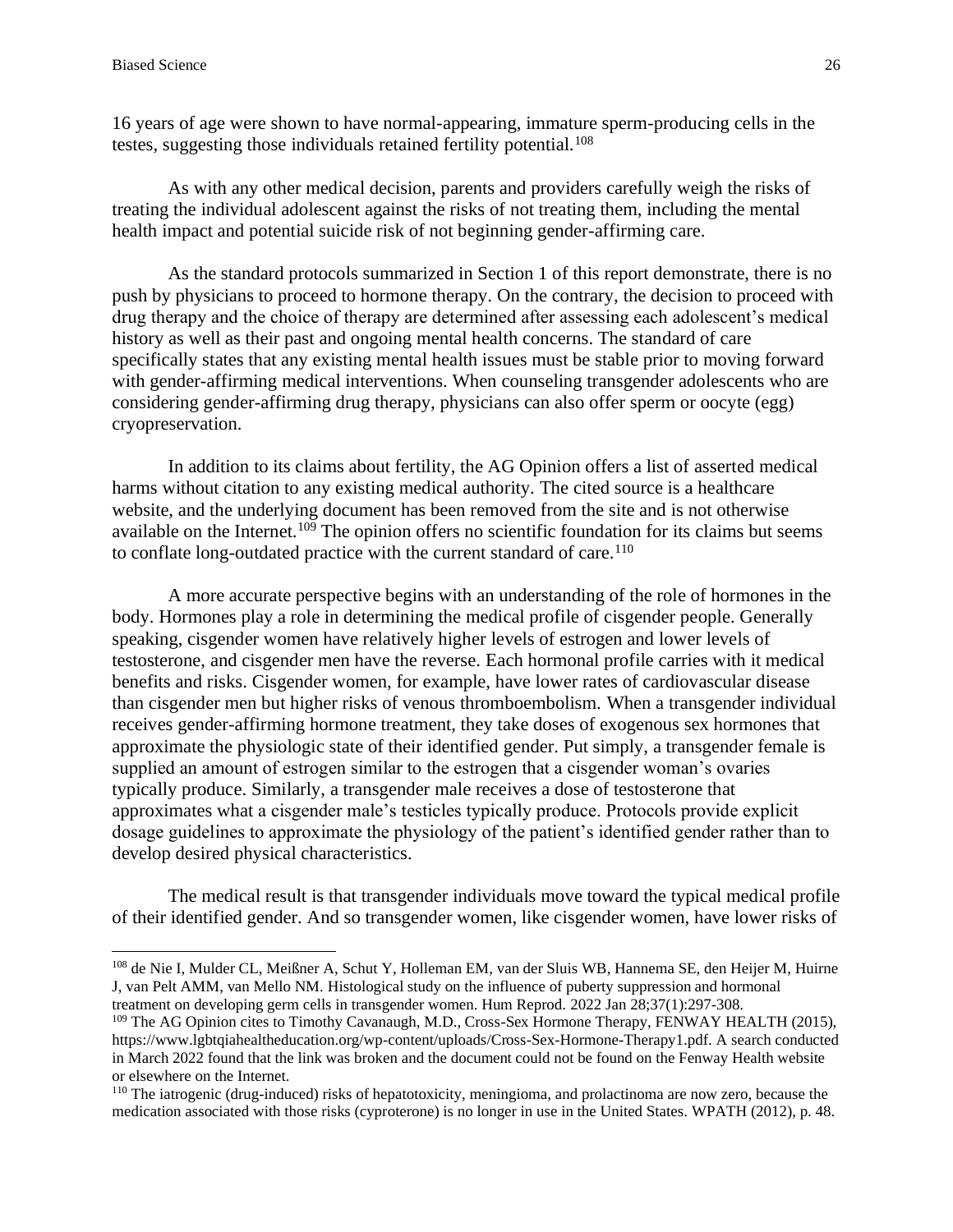16 years of age were shown to have normal-appearing, immature sperm-producing cells in the testes, suggesting those individuals retained fertility potential.[108]

As with any other medical decision, parents and providers carefully weigh the risks of treating the individual adolescent against the risks of not treating them, including the mental health impact and potential suicide risk of not beginning gender-affirming care.

As the standard protocols summarized in Section 1 of this report demonstrate, there is no push by physicians to proceed to hormone therapy. On the contrary, the decision to proceed with drug therapy and the choice of therapy are determined after assessing each adolescent's medical history as well as their past and ongoing mental health concerns. The standard of care specifically states that any existing mental health issues must be stable prior to moving forward with gender-affirming medical interventions. When counseling transgender adolescents who are considering gender-affirming drug therapy, physicians can also offer sperm or oocyte (egg) cryopreservation.

In addition to its claims about fertility, the AG Opinion offers a list of asserted medical harms without citation to any existing medical authority. The cited source is a healthcare website, and the underlying document has been removed from the site and is not otherwise available on the Internet.[109] The opinion offers no scientific foundation for its claims but seems to conflate long-outdated practice with the current standard of care.[110]

A more accurate perspective begins with an understanding of the role of hormones in the body. Hormones play a role in determining the medical profile of cisgender people. Generally speaking, cisgender women have relatively higher levels of estrogen and lower levels of testosterone, and cisgender men have the reverse. Each hormonal profile carries with it medical benefits and risks. Cisgender women, for example, have lower rates of cardiovascular disease than cisgender men but higher risks of venous thromboembolism. When a transgender individual receives gender-affirming hormone treatment, they take doses of exogenous sex hormones that approximate the physiologic state of their identified gender. Put simply, a transgender female is supplied an amount of estrogen similar to the estrogen that a cisgender woman's ovaries typically produce. Similarly, a transgender male receives a dose of testosterone that approximates what a cisgender male's testicles typically produce. Protocols provide explicit dosage guidelines to approximate the physiology of the patient's identified gender rather than to develop desired physical characteristics.

The medical result is that transgender individuals move toward the typical medical profile of their identified gender. And so transgender women, like cisgender women, have lower risks of

---

[108] de Nie I, Mulder CL, Meißner A, Schut Y, Holleman EM, van der Sluis WB, Hannema SE, den Heijer M, Huirne J, van Pelt AMM, van Mello NM. Histological study on the influence of puberty suppression and hormonal treatment on developing germ cells in transgender women. Hum Reprod. 2022 Jan 28;37(1):297-308.

[109] The AG Opinion cites to Timothy Cavanaugh, M.D., Cross-Sex Hormone Therapy, FENWAY HEALTH (2015), https://www.lgbtqiahealtheducation.org/wp-content/uploads/Cross-Sex-Hormone-Therapy1.pdf. A search conducted in March 2022 found that the link was broken and the document could not be found on the Fenway Health website or elsewhere on the Internet.

[110] The iatrogenic (drug-induced) risks of hepatotoxicity, meningioma, and prolactinoma are now zero, because the medication associated with those risks (cyproterone) is no longer in use in the United States. WPATH (2012), p. 48.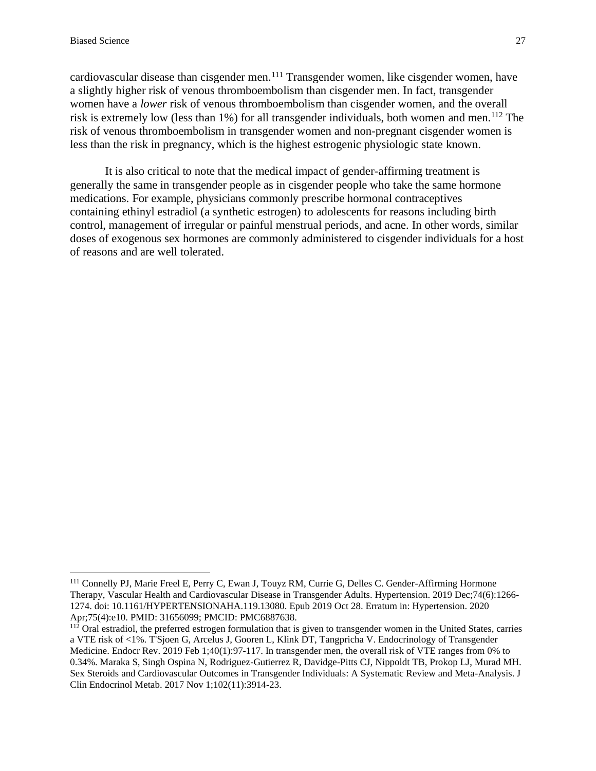cardiovascular disease than cisgender men.[111] Transgender women, like cisgender women, have a slightly higher risk of venous thromboembolism than cisgender men. In fact, transgender women have a *lower* risk of venous thromboembolism than cisgender women, and the overall risk is extremely low (less than 1%) for all transgender individuals, both women and men.[112] The risk of venous thromboembolism in transgender women and non-pregnant cisgender women is less than the risk in pregnancy, which is the highest estrogenic physiologic state known.

It is also critical to note that the medical impact of gender-affirming treatment is generally the same in transgender people as in cisgender people who take the same hormone medications. For example, physicians commonly prescribe hormonal contraceptives containing ethinyl estradiol (a synthetic estrogen) to adolescents for reasons including birth control, management of irregular or painful menstrual periods, and acne. In other words, similar doses of exogenous sex hormones are commonly administered to cisgender individuals for a host of reasons and are well tolerated.

---

[111] Connelly PJ, Marie Freel E, Perry C, Ewan J, Touyz RM, Currie G, Delles C. Gender-Affirming Hormone Therapy, Vascular Health and Cardiovascular Disease in Transgender Adults. Hypertension. 2019 Dec;74(6):1266-1274. doi: 10.1161/HYPERTENSIONAHA.119.13080. Epub 2019 Oct 28. Erratum in: Hypertension. 2020 Apr;75(4):e10. PMID: 31656099; PMCID: PMC6887638.

[112] Oral estradiol, the preferred estrogen formulation that is given to transgender women in the United States, carries a VTE risk of <1%. T'Sjoen G, Arcelus J, Gooren L, Klink DT, Tangpricha V. Endocrinology of Transgender Medicine. Endocr Rev. 2019 Feb 1;40(1):97-117. In transgender men, the overall risk of VTE ranges from 0% to 0.34%. Maraka S, Singh Ospina N, Rodriguez-Gutierrez R, Davidge-Pitts CJ, Nippoldt TB, Prokop LJ, Murad MH. Sex Steroids and Cardiovascular Outcomes in Transgender Individuals: A Systematic Review and Meta-Analysis. J Clin Endocrinol Metab. 2017 Nov 1;102(11):3914-23.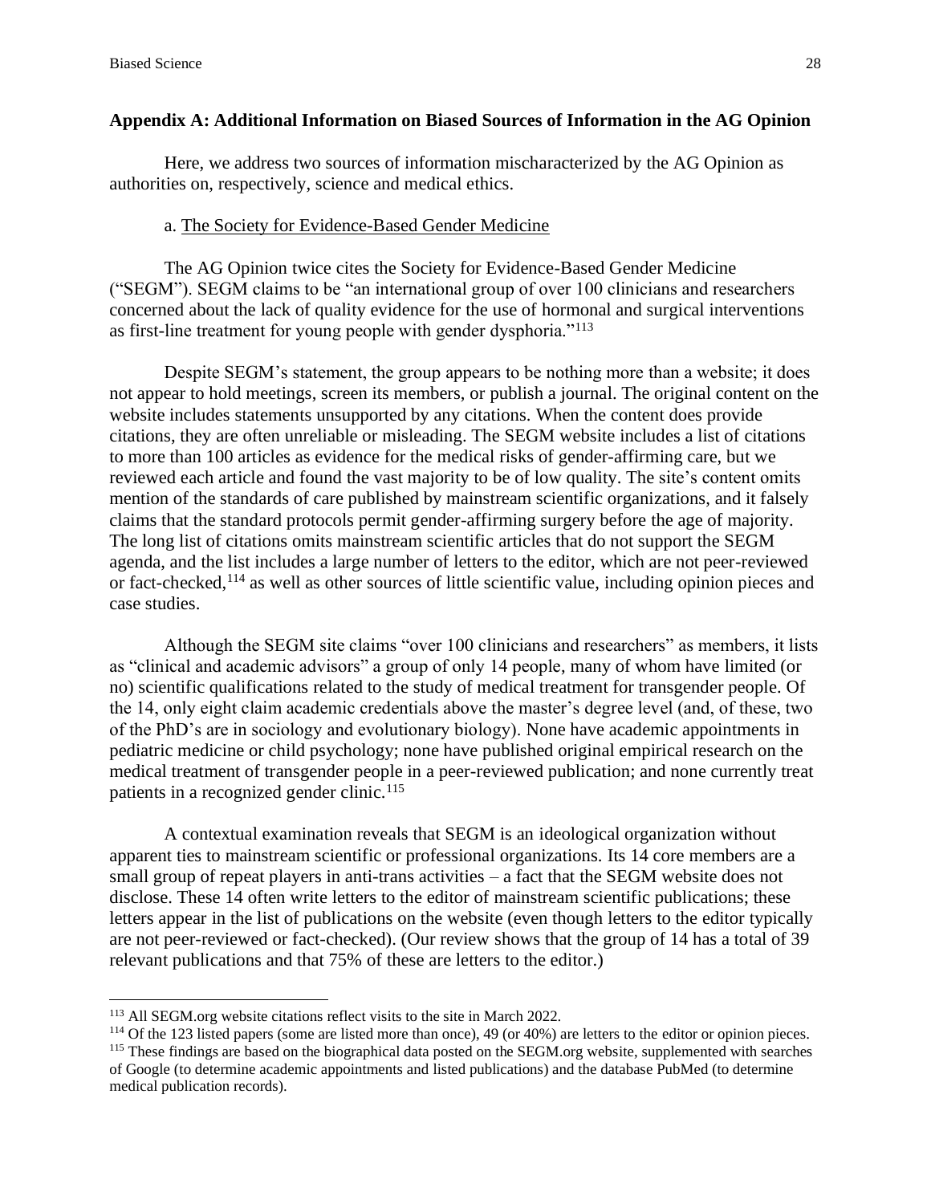## Appendix A: Additional Information on Biased Sources of Information in the AG Opinion

Here, we address two sources of information mischaracterized by the AG Opinion as authorities on, respectively, science and medical ethics.

### a. The Society for Evidence-Based Gender Medicine

The AG Opinion twice cites the Society for Evidence-Based Gender Medicine ("SEGM"). SEGM claims to be "an international group of over 100 clinicians and researchers concerned about the lack of quality evidence for the use of hormonal and surgical interventions as first-line treatment for young people with gender dysphoria."[113]

Despite SEGM's statement, the group appears to be nothing more than a website; it does not appear to hold meetings, screen its members, or publish a journal. The original content on the website includes statements unsupported by any citations. When the content does provide citations, they are often unreliable or misleading. The SEGM website includes a list of citations to more than 100 articles as evidence for the medical risks of gender-affirming care, but we reviewed each article and found the vast majority to be of low quality. The site's content omits mention of the standards of care published by mainstream scientific organizations, and it falsely claims that the standard protocols permit gender-affirming surgery before the age of majority. The long list of citations omits mainstream scientific articles that do not support the SEGM agenda, and the list includes a large number of letters to the editor, which are not peer-reviewed or fact-checked,[114] as well as other sources of little scientific value, including opinion pieces and case studies.

Although the SEGM site claims "over 100 clinicians and researchers" as members, it lists as "clinical and academic advisors" a group of only 14 people, many of whom have limited (or no) scientific qualifications related to the study of medical treatment for transgender people. Of the 14, only eight claim academic credentials above the master's degree level (and, of these, two of the PhD's are in sociology and evolutionary biology). None have academic appointments in pediatric medicine or child psychology; none have published original empirical research on the medical treatment of transgender people in a peer-reviewed publication; and none currently treat patients in a recognized gender clinic.[115]

A contextual examination reveals that SEGM is an ideological organization without apparent ties to mainstream scientific or professional organizations. Its 14 core members are a small group of repeat players in anti-trans activities – a fact that the SEGM website does not disclose. These 14 often write letters to the editor of mainstream scientific publications; these letters appear in the list of publications on the website (even though letters to the editor typically are not peer-reviewed or fact-checked). (Our review shows that the group of 14 has a total of 39 relevant publications and that 75% of these are letters to the editor.)

---

[113] All SEGM.org website citations reflect visits to the site in March 2022.

[114] Of the 123 listed papers (some are listed more than once), 49 (or 40%) are letters to the editor or opinion pieces.

[115] These findings are based on the biographical data posted on the SEGM.org website, supplemented with searches of Google (to determine academic appointments and listed publications) and the database PubMed (to determine medical publication records).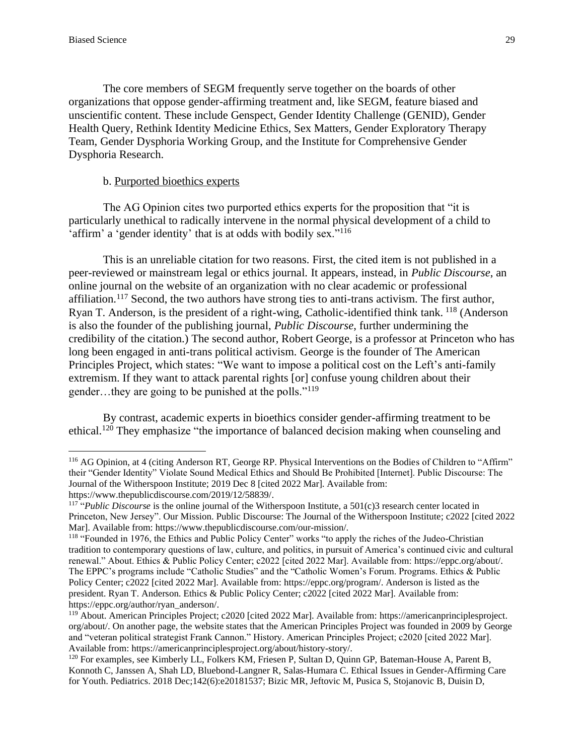The core members of SEGM frequently serve together on the boards of other organizations that oppose gender-affirming treatment and, like SEGM, feature biased and unscientific content. These include Genspect, Gender Identity Challenge (GENID), Gender Health Query, Rethink Identity Medicine Ethics, Sex Matters, Gender Exploratory Therapy Team, Gender Dysphoria Working Group, and the Institute for Comprehensive Gender Dysphoria Research.

b. <u>Purported bioethics experts</u>

The AG Opinion cites two purported ethics experts for the proposition that "it is particularly unethical to radically intervene in the normal physical development of a child to 'affirm' a 'gender identity' that is at odds with bodily sex."[116]

This is an unreliable citation for two reasons. First, the cited item is not published in a peer-reviewed or mainstream legal or ethics journal. It appears, instead, in *Public Discourse*, an online journal on the website of an organization with no clear academic or professional affiliation.[117] Second, the two authors have strong ties to anti-trans activism. The first author, Ryan T. Anderson, is the president of a right-wing, Catholic-identified think tank.[118] (Anderson is also the founder of the publishing journal, *Public Discourse*, further undermining the credibility of the citation.) The second author, Robert George, is a professor at Princeton who has long been engaged in anti-trans political activism. George is the founder of The American Principles Project, which states: "We want to impose a political cost on the Left's anti-family extremism. If they want to attack parental rights [or] confuse young children about their gender…they are going to be punished at the polls."[119]

By contrast, academic experts in bioethics consider gender-affirming treatment to be ethical.[120] They emphasize "the importance of balanced decision making when counseling and

---

[116] AG Opinion, at 4 (citing Anderson RT, George RP. Physical Interventions on the Bodies of Children to "Affirm" their "Gender Identity" Violate Sound Medical Ethics and Should Be Prohibited [Internet]. Public Discourse: The Journal of the Witherspoon Institute; 2019 Dec 8 [cited 2022 Mar]. Available from: https://www.thepublicdiscourse.com/2019/12/58839/.

[117] "*Public Discourse* is the online journal of the Witherspoon Institute, a 501(c)3 research center located in Princeton, New Jersey". Our Mission. Public Discourse: The Journal of the Witherspoon Institute; c2022 [cited 2022 Mar]. Available from: https://www.thepublicdiscourse.com/our-mission/.

[118] "Founded in 1976, the Ethics and Public Policy Center" works "to apply the riches of the Judeo-Christian tradition to contemporary questions of law, culture, and politics, in pursuit of America's continued civic and cultural renewal." About. Ethics & Public Policy Center; c2022 [cited 2022 Mar]. Available from: https://eppc.org/about/. The EPPC's programs include "Catholic Studies" and the "Catholic Women's Forum. Programs. Ethics & Public Policy Center; c2022 [cited 2022 Mar]. Available from: https://eppc.org/program/. Anderson is listed as the president. Ryan T. Anderson. Ethics & Public Policy Center; c2022 [cited 2022 Mar]. Available from: https://eppc.org/author/ryan_anderson/.

[119] About. American Principles Project; c2020 [cited 2022 Mar]. Available from: https://americanprinciplesproject.org/about/. On another page, the website states that the American Principles Project was founded in 2009 by George and "veteran political strategist Frank Cannon." History. American Principles Project; c2020 [cited 2022 Mar]. Available from: https://americanprinciplesproject.org/about/history-story/.

[120] For examples, see Kimberly LL, Folkers KM, Friesen P, Sultan D, Quinn GP, Bateman-House A, Parent B, Konnoth C, Janssen A, Shah LD, Bluebond-Langner R, Salas-Humara C. Ethical Issues in Gender-Affirming Care for Youth. Pediatrics. 2018 Dec;142(6):e20181537; Bizic MR, Jeftovic M, Pusica S, Stojanovic B, Duisin D,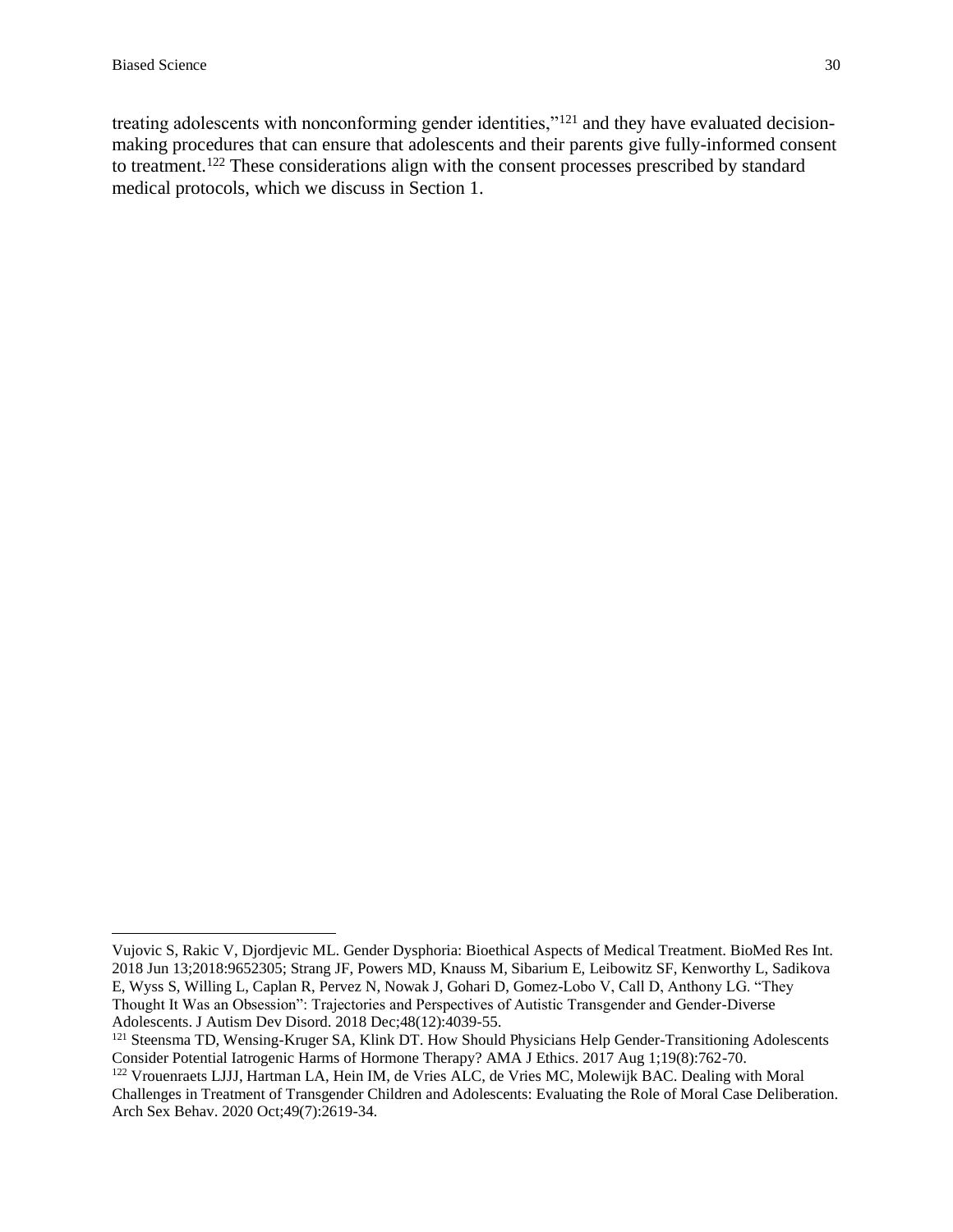treating adolescents with nonconforming gender identities,"[121] and they have evaluated decision-making procedures that can ensure that adolescents and their parents give fully-informed consent to treatment.[122] These considerations align with the consent processes prescribed by standard medical protocols, which we discuss in Section 1.

---

Vujovic S, Rakic V, Djordjevic ML. Gender Dysphoria: Bioethical Aspects of Medical Treatment. BioMed Res Int. 2018 Jun 13;2018:9652305; Strang JF, Powers MD, Knauss M, Sibarium E, Leibowitz SF, Kenworthy L, Sadikova E, Wyss S, Willing L, Caplan R, Pervez N, Nowak J, Gohari D, Gomez-Lobo V, Call D, Anthony LG. "They Thought It Was an Obsession": Trajectories and Perspectives of Autistic Transgender and Gender-Diverse Adolescents. J Autism Dev Disord. 2018 Dec;48(12):4039-55.

[121] Steensma TD, Wensing-Kruger SA, Klink DT. How Should Physicians Help Gender-Transitioning Adolescents Consider Potential Iatrogenic Harms of Hormone Therapy? AMA J Ethics. 2017 Aug 1;19(8):762-70.

[122] Vrouenraets LJJJ, Hartman LA, Hein IM, de Vries ALC, de Vries MC, Molewijk BAC. Dealing with Moral Challenges in Treatment of Transgender Children and Adolescents: Evaluating the Role of Moral Case Deliberation. Arch Sex Behav. 2020 Oct;49(7):2619-34.